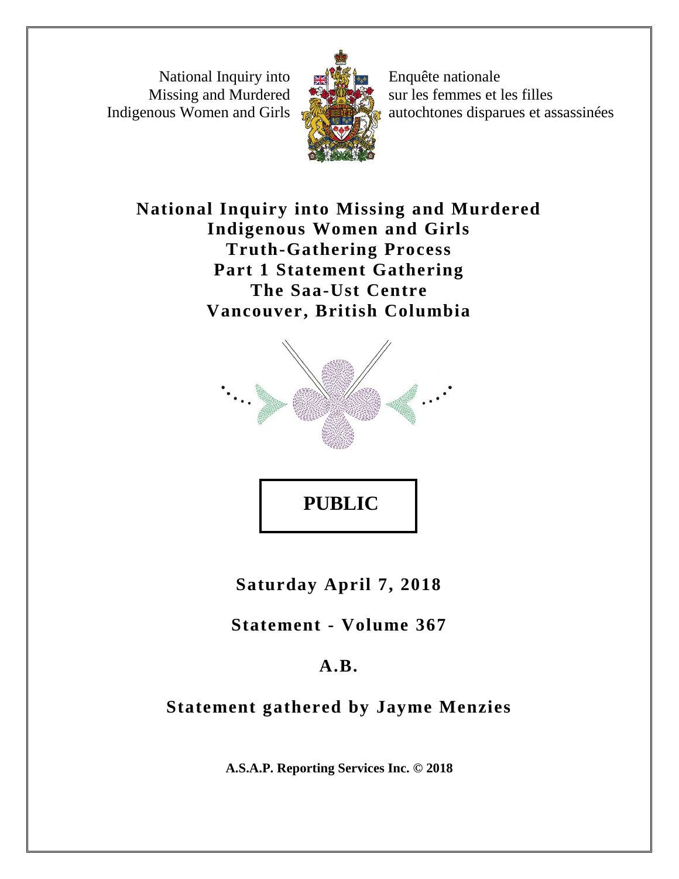National Inquiry into Missing and Murdered Indigenous Women and Girls

Enquête nationale sur les femmes et les filles autochtones disparues et assassinées

# National Inquiry into Missing and Murdered Indigenous Women and Girls Truth-Gathering Process Part 1 Statement Gathering The Saa-Ust Centre Vancouver, British Columbia

**PUBLIC**

**Saturday April 7, 2018**

**Statement - Volume 367**

**A.B.**

**Statement gathered by Jayme Menzies**

**A.S.A.P. Reporting Services Inc. © 2018**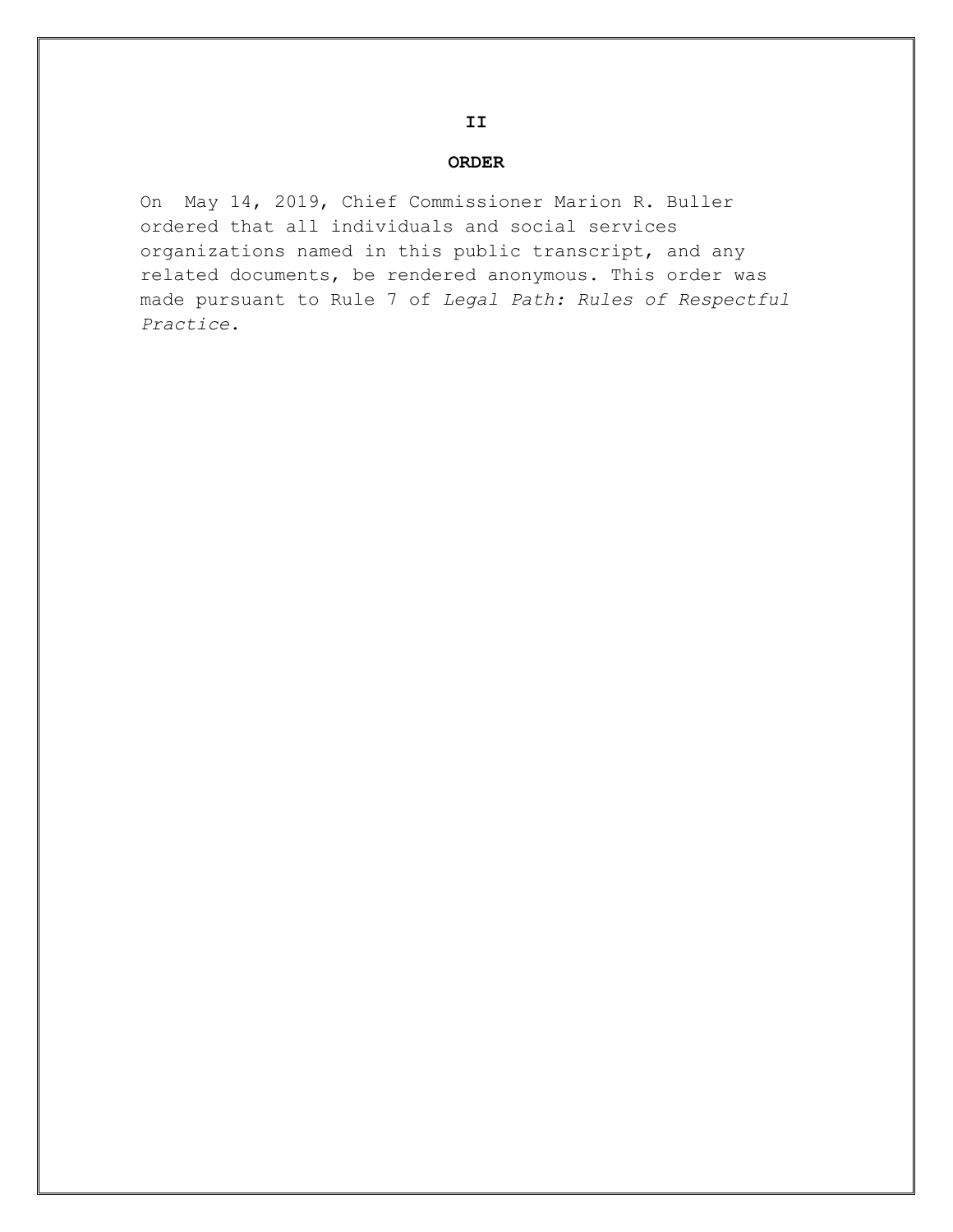**II**

## ORDER

On May 14, 2019, Chief Commissioner Marion R. Buller ordered that all individuals and social services organizations named in this public transcript, and any related documents, be rendered anonymous. This order was made pursuant to Rule 7 of *Legal Path: Rules of Respectful Practice*.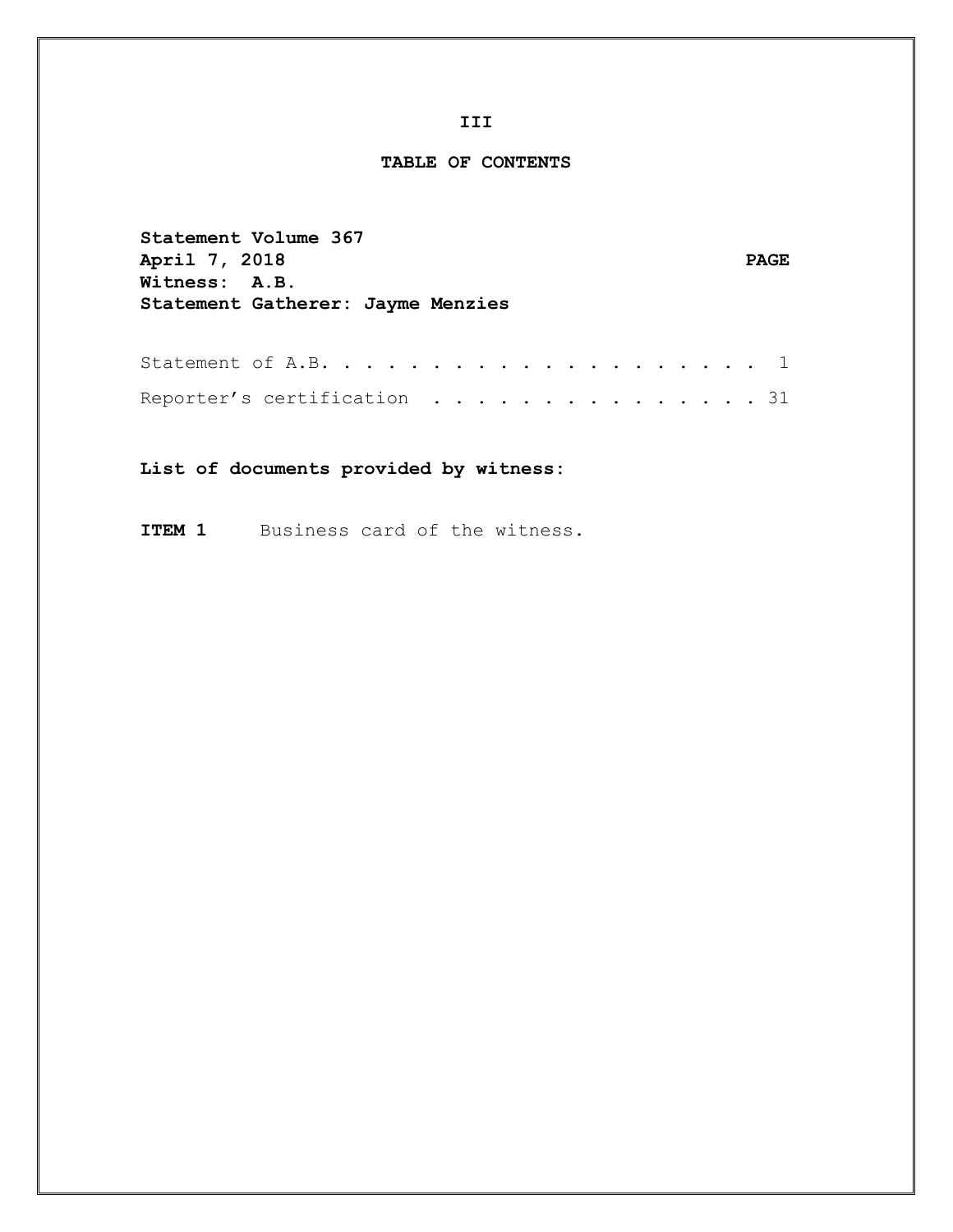# TABLE OF CONTENTS

**Statement Volume 367**
**April 7, 2018** **PAGE**
**Witness: A.B.**
**Statement Gatherer: Jayme Menzies**

| | |
|---|---|
| Statement of A.B. . . . . . . . . . . . . . . . . . . . . | 1 |
| Reporter's certification . . . . . . . . . . . . . . . | 31 |

**List of documents provided by witness:**

**ITEM 1** Business card of the witness.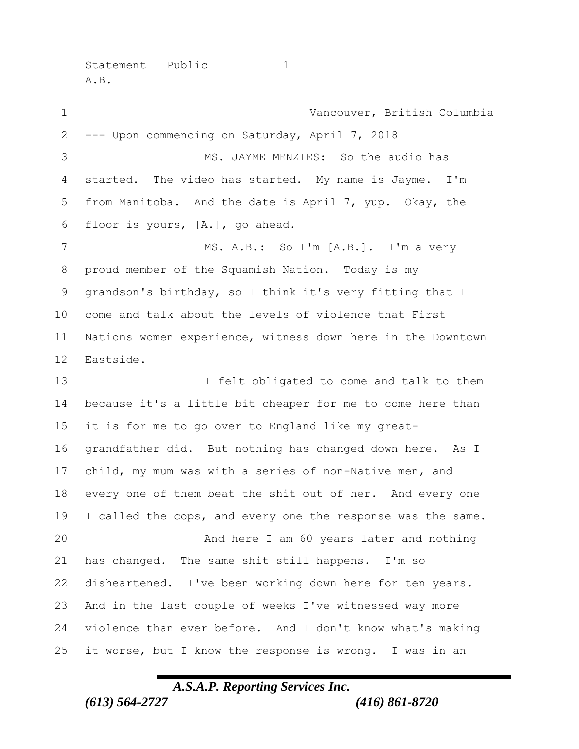Vancouver, British Columbia

--- Upon commencing on Saturday, April 7, 2018

MS. JAYME MENZIES: So the audio has started. The video has started. My name is Jayme. I'm from Manitoba. And the date is April 7, yup. Okay, the floor is yours, [A.], go ahead.

MS. A.B.: So I'm [A.B.]. I'm a very proud member of the Squamish Nation. Today is my grandson's birthday, so I think it's very fitting that I come and talk about the levels of violence that First Nations women experience, witness down here in the Downtown Eastside.

I felt obligated to come and talk to them because it's a little bit cheaper for me to come here than it is for me to go over to England like my great-grandfather did. But nothing has changed down here. As I child, my mum was with a series of non-Native men, and every one of them beat the shit out of her. And every one I called the cops, and every one the response was the same.

And here I am 60 years later and nothing has changed. The same shit still happens. I'm so disheartened. I've been working down here for ten years. And in the last couple of weeks I've witnessed way more violence than ever before. And I don't know what's making it worse, but I know the response is wrong. I was in an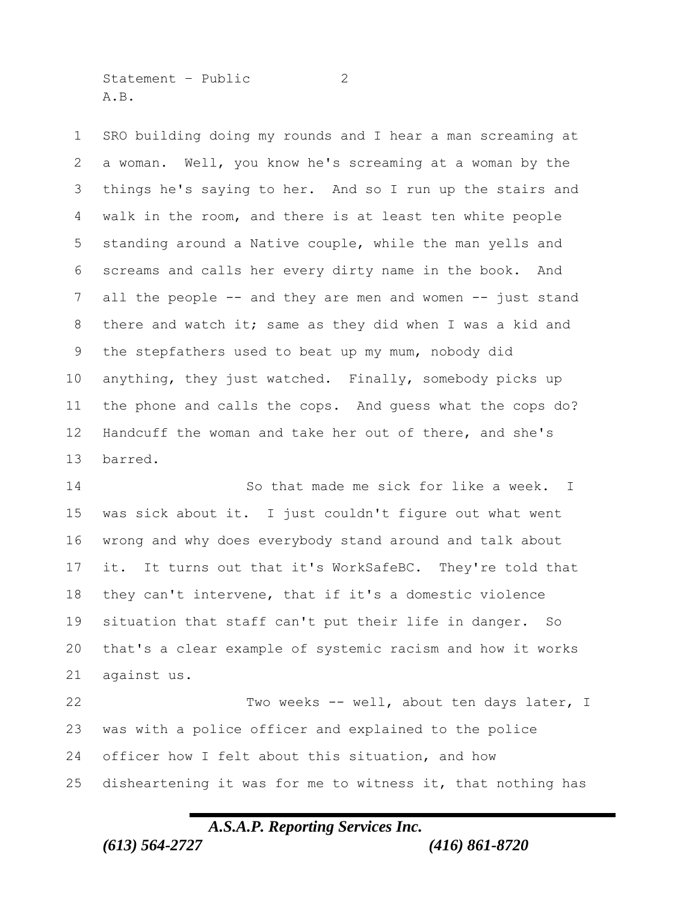SRO building doing my rounds and I hear a man screaming at a woman. Well, you know he's screaming at a woman by the things he's saying to her. And so I run up the stairs and walk in the room, and there is at least ten white people standing around a Native couple, while the man yells and screams and calls her every dirty name in the book. And all the people -- and they are men and women -- just stand there and watch it; same as they did when I was a kid and the stepfathers used to beat up my mum, nobody did anything, they just watched. Finally, somebody picks up the phone and calls the cops. And guess what the cops do? Handcuff the woman and take her out of there, and she's barred.

So that made me sick for like a week. I was sick about it. I just couldn't figure out what went wrong and why does everybody stand around and talk about it. It turns out that it's WorkSafeBC. They're told that they can't intervene, that if it's a domestic violence situation that staff can't put their life in danger. So that's a clear example of systemic racism and how it works against us.

Two weeks -- well, about ten days later, I was with a police officer and explained to the police officer how I felt about this situation, and how disheartening it was for me to witness it, that nothing has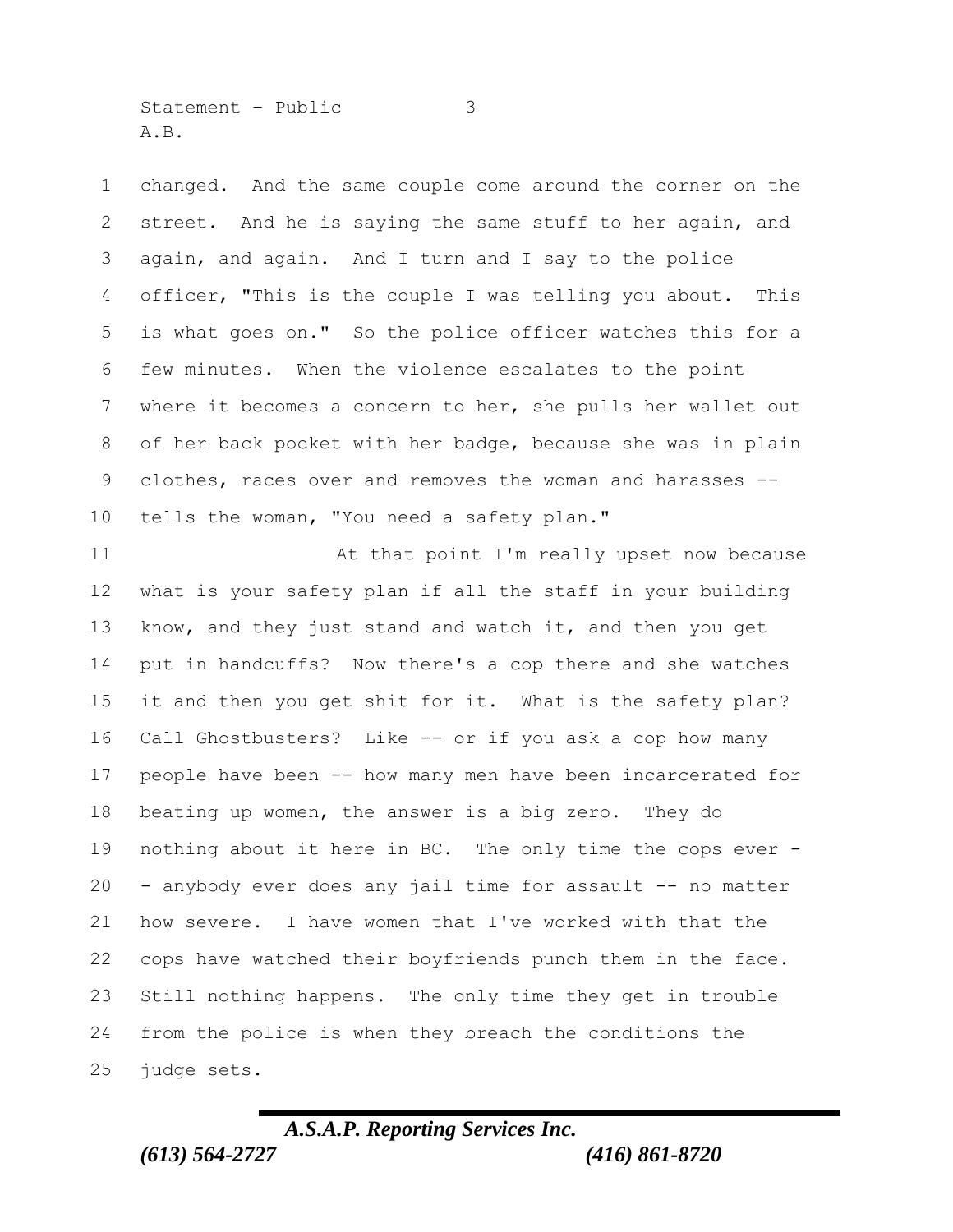changed. And the same couple come around the corner on the street. And he is saying the same stuff to her again, and again, and again. And I turn and I say to the police officer, "This is the couple I was telling you about. This is what goes on." So the police officer watches this for a few minutes. When the violence escalates to the point where it becomes a concern to her, she pulls her wallet out of her back pocket with her badge, because she was in plain clothes, races over and removes the woman and harasses -- tells the woman, "You need a safety plan."

At that point I'm really upset now because what is your safety plan if all the staff in your building know, and they just stand and watch it, and then you get put in handcuffs? Now there's a cop there and she watches it and then you get shit for it. What is the safety plan? Call Ghostbusters? Like -- or if you ask a cop how many people have been -- how many men have been incarcerated for beating up women, the answer is a big zero. They do nothing about it here in BC. The only time the cops ever -- anybody ever does any jail time for assault -- no matter how severe. I have women that I've worked with that the cops have watched their boyfriends punch them in the face. Still nothing happens. The only time they get in trouble from the police is when they breach the conditions the judge sets.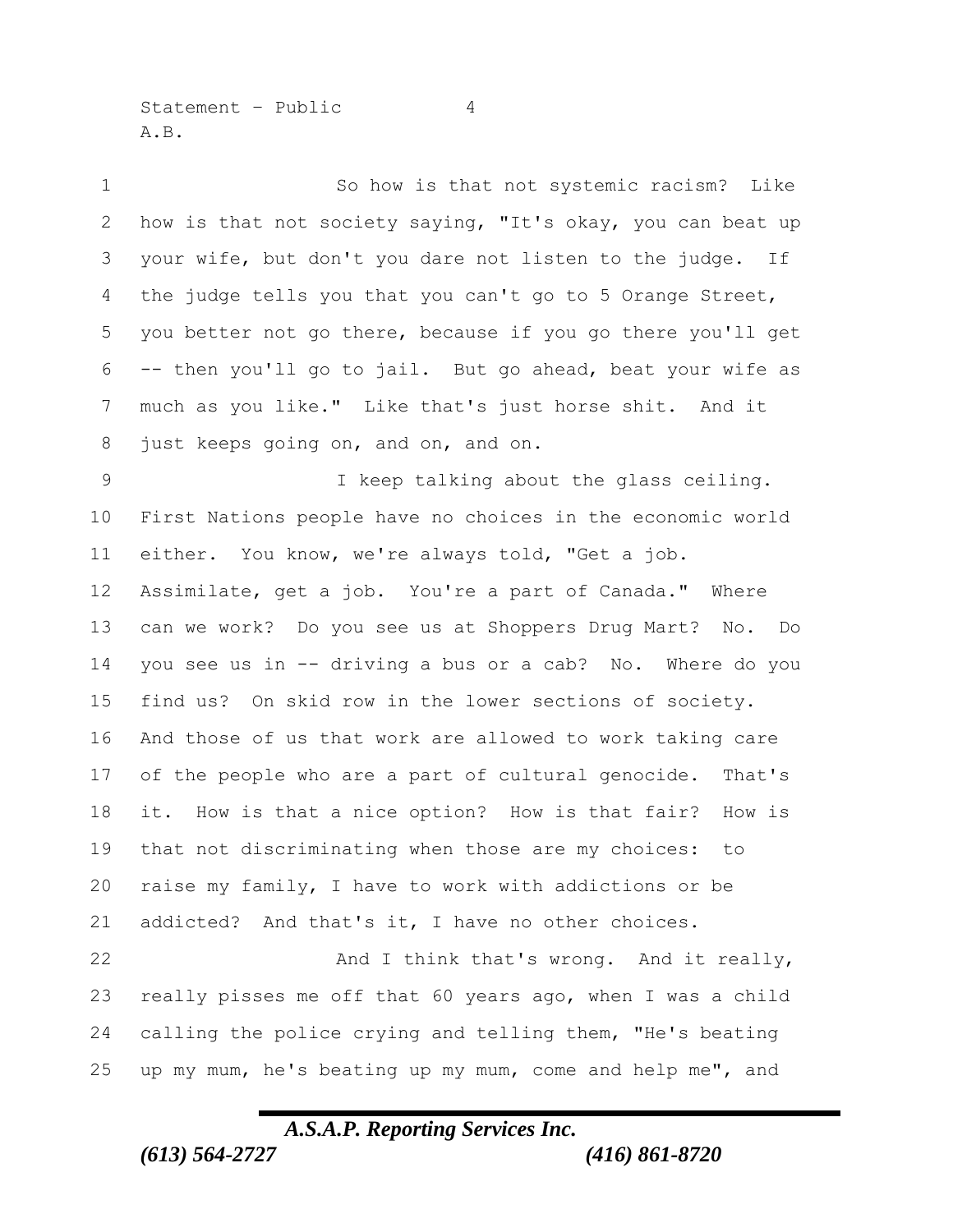So how is that not systemic racism? Like how is that not society saying, "It's okay, you can beat up your wife, but don't you dare not listen to the judge. If the judge tells you that you can't go to 5 Orange Street, you better not go there, because if you go there you'll get -- then you'll go to jail. But go ahead, beat your wife as much as you like." Like that's just horse shit. And it just keeps going on, and on, and on.

I keep talking about the glass ceiling. First Nations people have no choices in the economic world either. You know, we're always told, "Get a job. Assimilate, get a job. You're a part of Canada." Where can we work? Do you see us at Shoppers Drug Mart? No. Do you see us in -- driving a bus or a cab? No. Where do you find us? On skid row in the lower sections of society. And those of us that work are allowed to work taking care of the people who are a part of cultural genocide. That's it. How is that a nice option? How is that fair? How is that not discriminating when those are my choices: to raise my family, I have to work with addictions or be addicted? And that's it, I have no other choices.

And I think that's wrong. And it really, really pisses me off that 60 years ago, when I was a child calling the police crying and telling them, "He's beating up my mum, he's beating up my mum, come and help me", and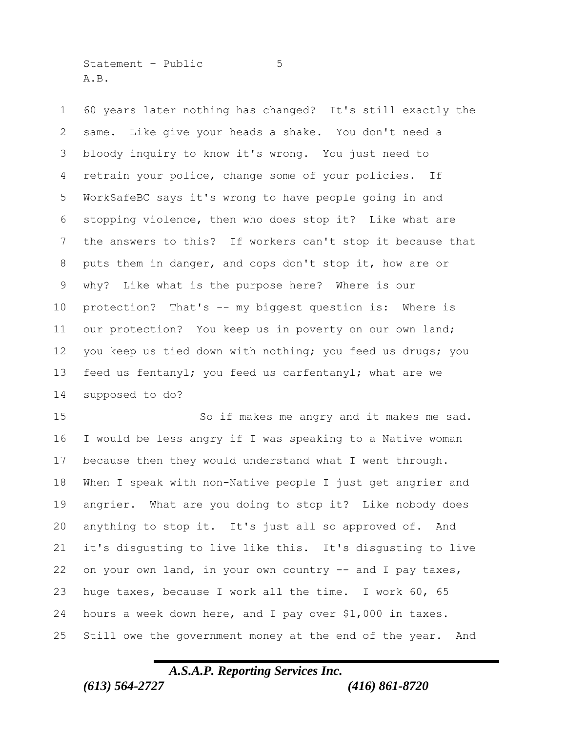60 years later nothing has changed? It's still exactly the same. Like give your heads a shake. You don't need a bloody inquiry to know it's wrong. You just need to retrain your police, change some of your policies. If WorkSafeBC says it's wrong to have people going in and stopping violence, then who does stop it? Like what are the answers to this? If workers can't stop it because that puts them in danger, and cops don't stop it, how are or why? Like what is the purpose here? Where is our protection? That's -- my biggest question is: Where is our protection? You keep us in poverty on our own land; you keep us tied down with nothing; you feed us drugs; you feed us fentanyl; you feed us carfentanyl; what are we supposed to do?

So if makes me angry and it makes me sad. I would be less angry if I was speaking to a Native woman because then they would understand what I went through. When I speak with non-Native people I just get angrier and angrier. What are you doing to stop it? Like nobody does anything to stop it. It's just all so approved of. And it's disgusting to live like this. It's disgusting to live on your own land, in your own country -- and I pay taxes, huge taxes, because I work all the time. I work 60, 65 hours a week down here, and I pay over $1,000 in taxes. Still owe the government money at the end of the year. And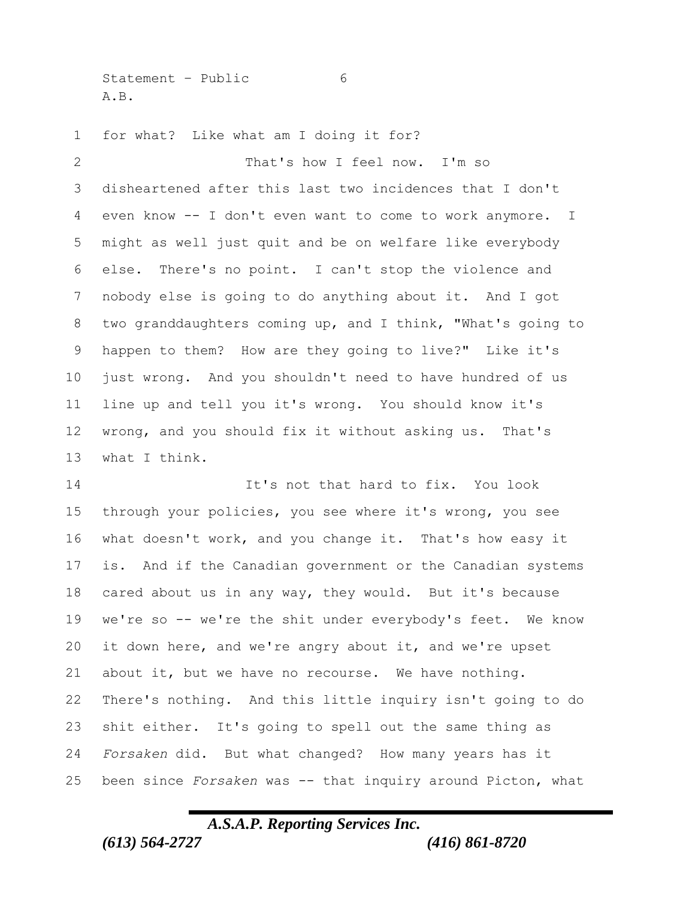for what? Like what am I doing it for?

That's how I feel now. I'm so disheartened after this last two incidences that I don't even know -- I don't even want to come to work anymore. I might as well just quit and be on welfare like everybody else. There's no point. I can't stop the violence and nobody else is going to do anything about it. And I got two granddaughters coming up, and I think, "What's going to happen to them? How are they going to live?" Like it's just wrong. And you shouldn't need to have hundred of us line up and tell you it's wrong. You should know it's wrong, and you should fix it without asking us. That's what I think.

It's not that hard to fix. You look through your policies, you see where it's wrong, you see what doesn't work, and you change it. That's how easy it is. And if the Canadian government or the Canadian systems cared about us in any way, they would. But it's because we're so -- we're the shit under everybody's feet. We know it down here, and we're angry about it, and we're upset about it, but we have no recourse. We have nothing. There's nothing. And this little inquiry isn't going to do shit either. It's going to spell out the same thing as *Forsaken* did. But what changed? How many years has it been since *Forsaken* was -- that inquiry around Picton, what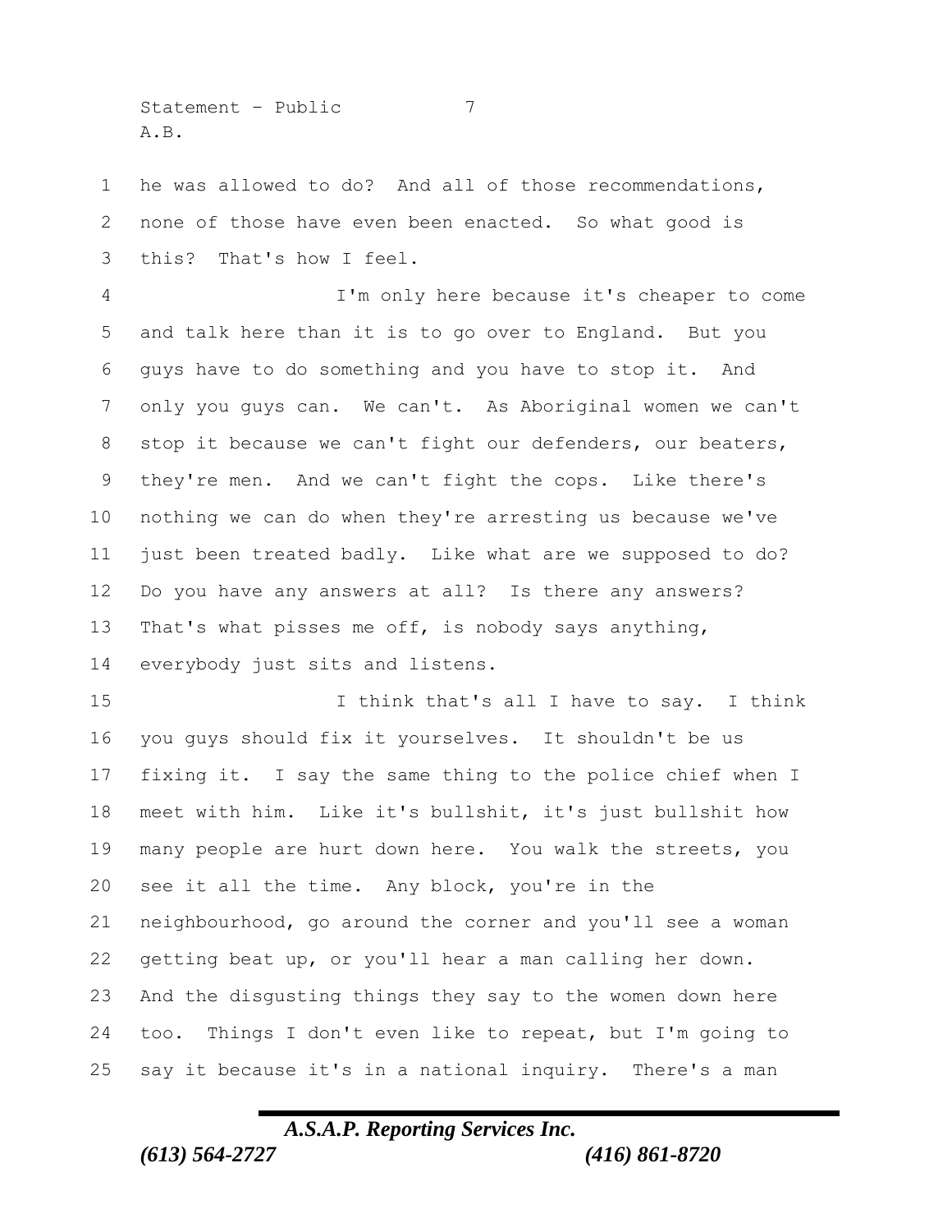he was allowed to do? And all of those recommendations, none of those have even been enacted. So what good is this? That's how I feel.

I'm only here because it's cheaper to come and talk here than it is to go over to England. But you guys have to do something and you have to stop it. And only you guys can. We can't. As Aboriginal women we can't stop it because we can't fight our defenders, our beaters, they're men. And we can't fight the cops. Like there's nothing we can do when they're arresting us because we've just been treated badly. Like what are we supposed to do? Do you have any answers at all? Is there any answers? That's what pisses me off, is nobody says anything, everybody just sits and listens.

I think that's all I have to say. I think you guys should fix it yourselves. It shouldn't be us fixing it. I say the same thing to the police chief when I meet with him. Like it's bullshit, it's just bullshit how many people are hurt down here. You walk the streets, you see it all the time. Any block, you're in the neighbourhood, go around the corner and you'll see a woman getting beat up, or you'll hear a man calling her down. And the disgusting things they say to the women down here too. Things I don't even like to repeat, but I'm going to say it because it's in a national inquiry. There's a man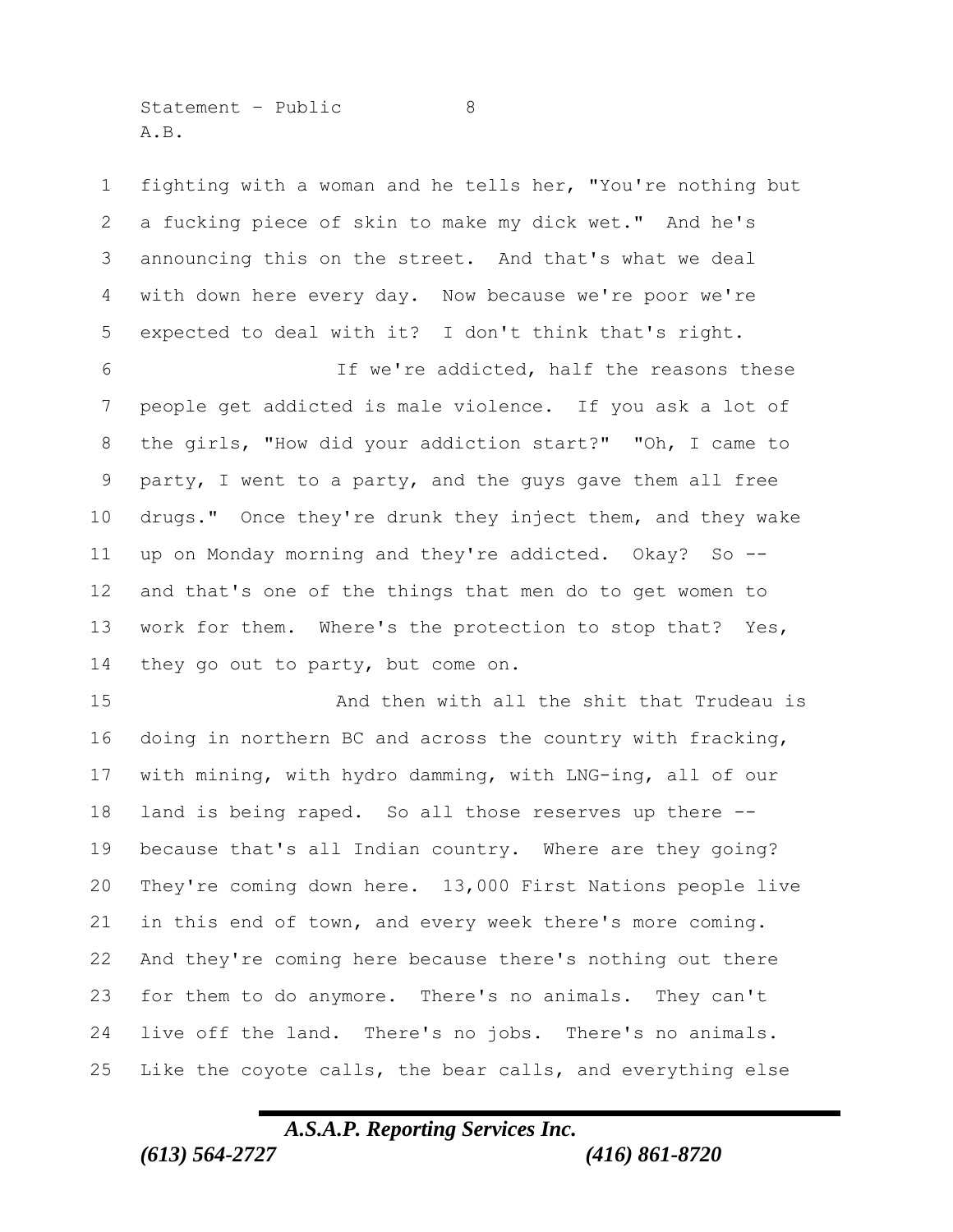fighting with a woman and he tells her, "You're nothing but a fucking piece of skin to make my dick wet." And he's announcing this on the street. And that's what we deal with down here every day. Now because we're poor we're expected to deal with it? I don't think that's right.

If we're addicted, half the reasons these people get addicted is male violence. If you ask a lot of the girls, "How did your addiction start?" "Oh, I came to party, I went to a party, and the guys gave them all free drugs." Once they're drunk they inject them, and they wake up on Monday morning and they're addicted. Okay? So -- and that's one of the things that men do to get women to work for them. Where's the protection to stop that? Yes, they go out to party, but come on.

And then with all the shit that Trudeau is doing in northern BC and across the country with fracking, with mining, with hydro damming, with LNG-ing, all of our land is being raped. So all those reserves up there -- because that's all Indian country. Where are they going? They're coming down here. 13,000 First Nations people live in this end of town, and every week there's more coming. And they're coming here because there's nothing out there for them to do anymore. There's no animals. They can't live off the land. There's no jobs. There's no animals. Like the coyote calls, the bear calls, and everything else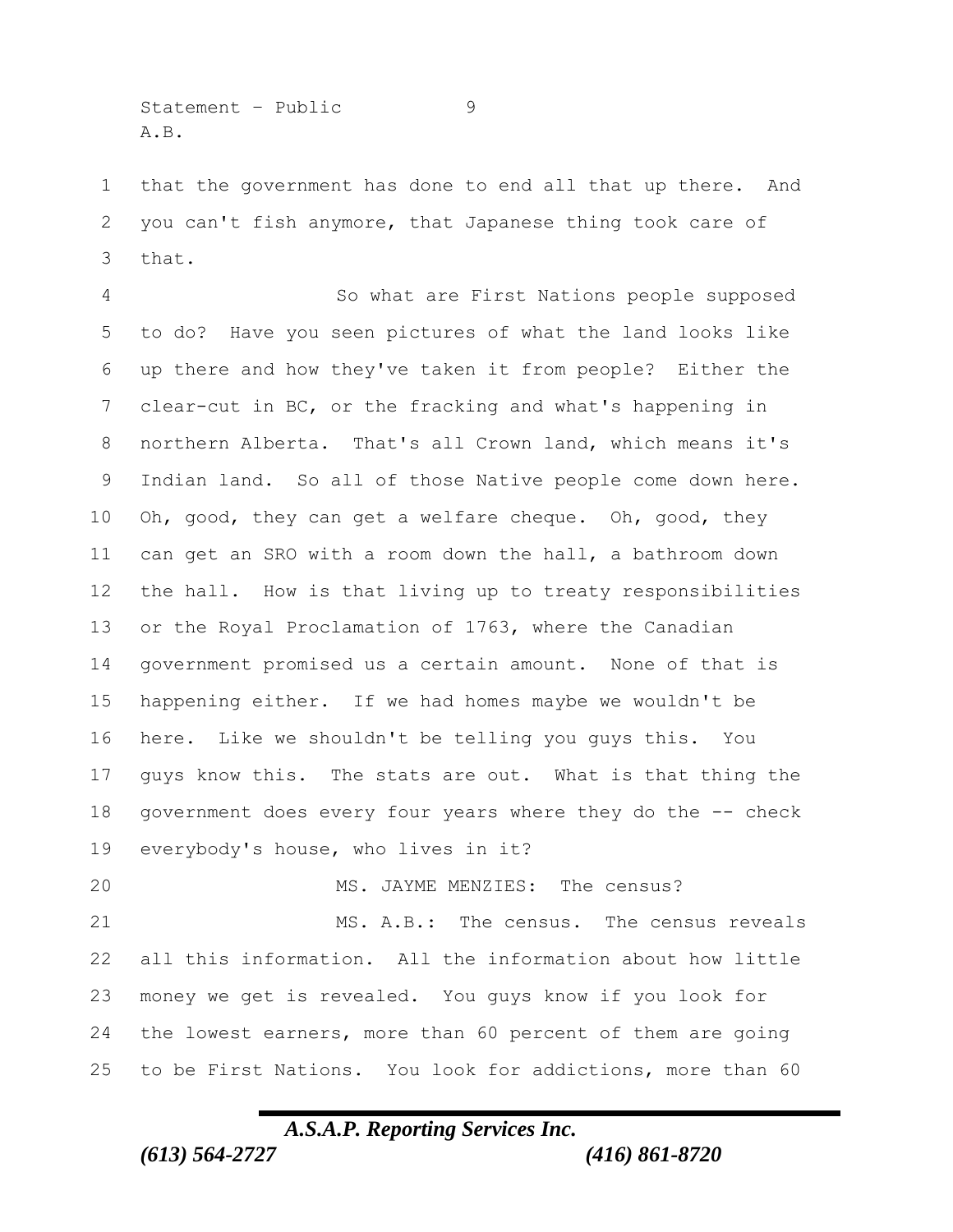that the government has done to end all that up there. And you can't fish anymore, that Japanese thing took care of that.

So what are First Nations people supposed to do? Have you seen pictures of what the land looks like up there and how they've taken it from people? Either the clear-cut in BC, or the fracking and what's happening in northern Alberta. That's all Crown land, which means it's Indian land. So all of those Native people come down here. Oh, good, they can get a welfare cheque. Oh, good, they can get an SRO with a room down the hall, a bathroom down the hall. How is that living up to treaty responsibilities or the Royal Proclamation of 1763, where the Canadian government promised us a certain amount. None of that is happening either. If we had homes maybe we wouldn't be here. Like we shouldn't be telling you guys this. You guys know this. The stats are out. What is that thing the government does every four years where they do the -- check everybody's house, who lives in it?

MS. JAYME MENZIES: The census?

MS. A.B.: The census. The census reveals all this information. All the information about how little money we get is revealed. You guys know if you look for the lowest earners, more than 60 percent of them are going to be First Nations. You look for addictions, more than 60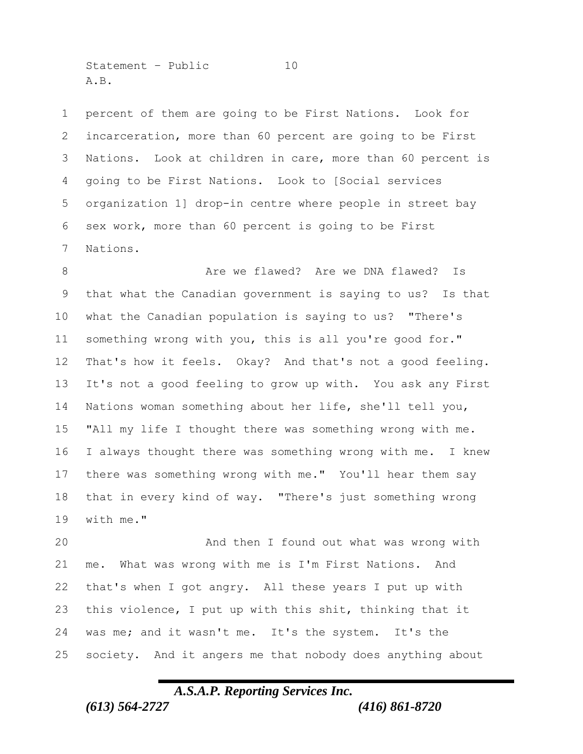percent of them are going to be First Nations. Look for incarceration, more than 60 percent are going to be First Nations. Look at children in care, more than 60 percent is going to be First Nations. Look to [Social services organization 1] drop-in centre where people in street bay sex work, more than 60 percent is going to be First Nations.

Are we flawed? Are we DNA flawed? Is that what the Canadian government is saying to us? Is that what the Canadian population is saying to us? "There's something wrong with you, this is all you're good for." That's how it feels. Okay? And that's not a good feeling. It's not a good feeling to grow up with. You ask any First Nations woman something about her life, she'll tell you, "All my life I thought there was something wrong with me. I always thought there was something wrong with me. I knew there was something wrong with me." You'll hear them say that in every kind of way. "There's just something wrong with me."

And then I found out what was wrong with me. What was wrong with me is I'm First Nations. And that's when I got angry. All these years I put up with this violence, I put up with this shit, thinking that it was me; and it wasn't me. It's the system. It's the society. And it angers me that nobody does anything about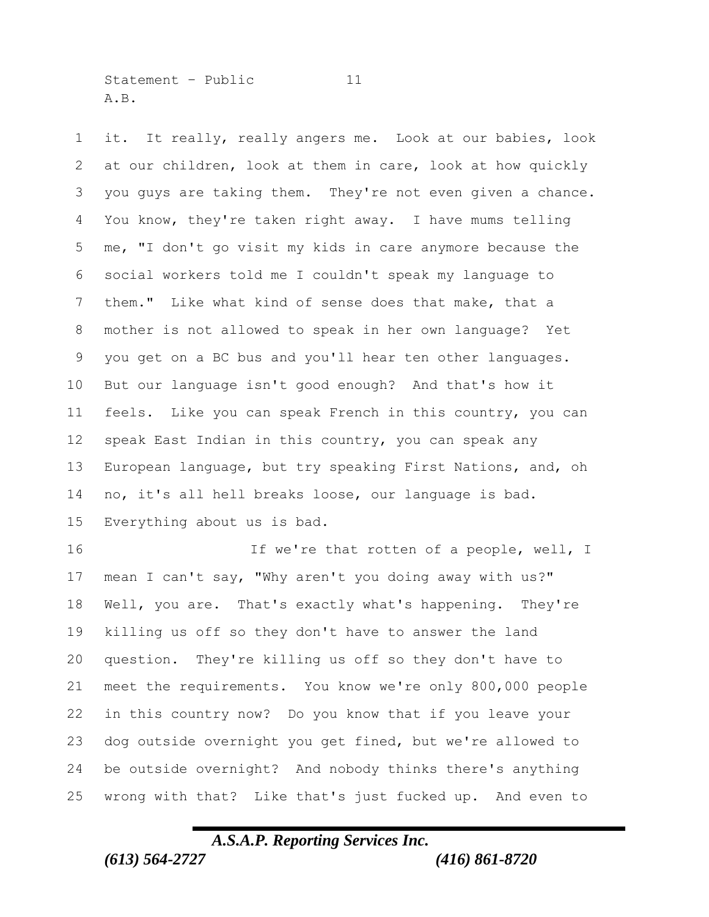it. It really, really angers me. Look at our babies, look at our children, look at them in care, look at how quickly you guys are taking them. They're not even given a chance. You know, they're taken right away. I have mums telling me, "I don't go visit my kids in care anymore because the social workers told me I couldn't speak my language to them." Like what kind of sense does that make, that a mother is not allowed to speak in her own language? Yet you get on a BC bus and you'll hear ten other languages. But our language isn't good enough? And that's how it feels. Like you can speak French in this country, you can speak East Indian in this country, you can speak any European language, but try speaking First Nations, and, oh no, it's all hell breaks loose, our language is bad. Everything about us is bad.

If we're that rotten of a people, well, I mean I can't say, "Why aren't you doing away with us?" Well, you are. That's exactly what's happening. They're killing us off so they don't have to answer the land question. They're killing us off so they don't have to meet the requirements. You know we're only 800,000 people in this country now? Do you know that if you leave your dog outside overnight you get fined, but we're allowed to be outside overnight? And nobody thinks there's anything wrong with that? Like that's just fucked up. And even to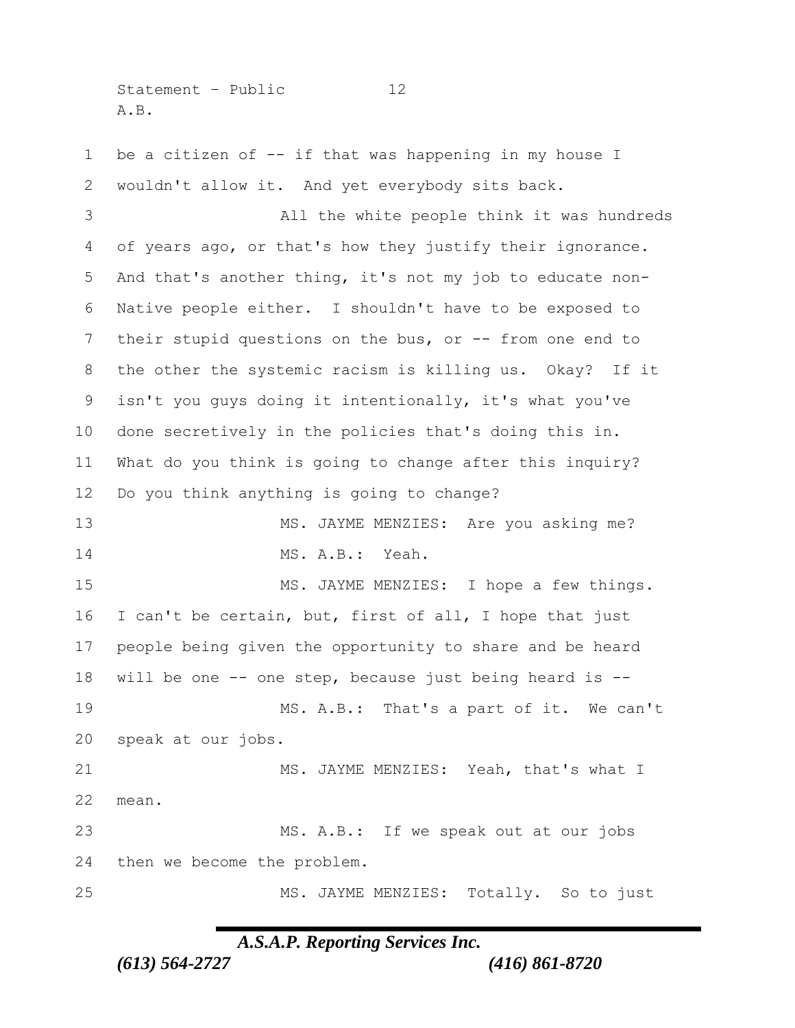be a citizen of -- if that was happening in my house I wouldn't allow it. And yet everybody sits back.

All the white people think it was hundreds of years ago, or that's how they justify their ignorance. And that's another thing, it's not my job to educate non-Native people either. I shouldn't have to be exposed to their stupid questions on the bus, or -- from one end to the other the systemic racism is killing us. Okay? If it isn't you guys doing it intentionally, it's what you've done secretively in the policies that's doing this in. What do you think is going to change after this inquiry? Do you think anything is going to change?

MS. JAYME MENZIES: Are you asking me?

MS. A.B.: Yeah.

MS. JAYME MENZIES: I hope a few things. I can't be certain, but, first of all, I hope that just people being given the opportunity to share and be heard will be one -- one step, because just being heard is --

MS. A.B.: That's a part of it. We can't speak at our jobs.

MS. JAYME MENZIES: Yeah, that's what I mean.

MS. A.B.: If we speak out at our jobs then we become the problem.

MS. JAYME MENZIES: Totally. So to just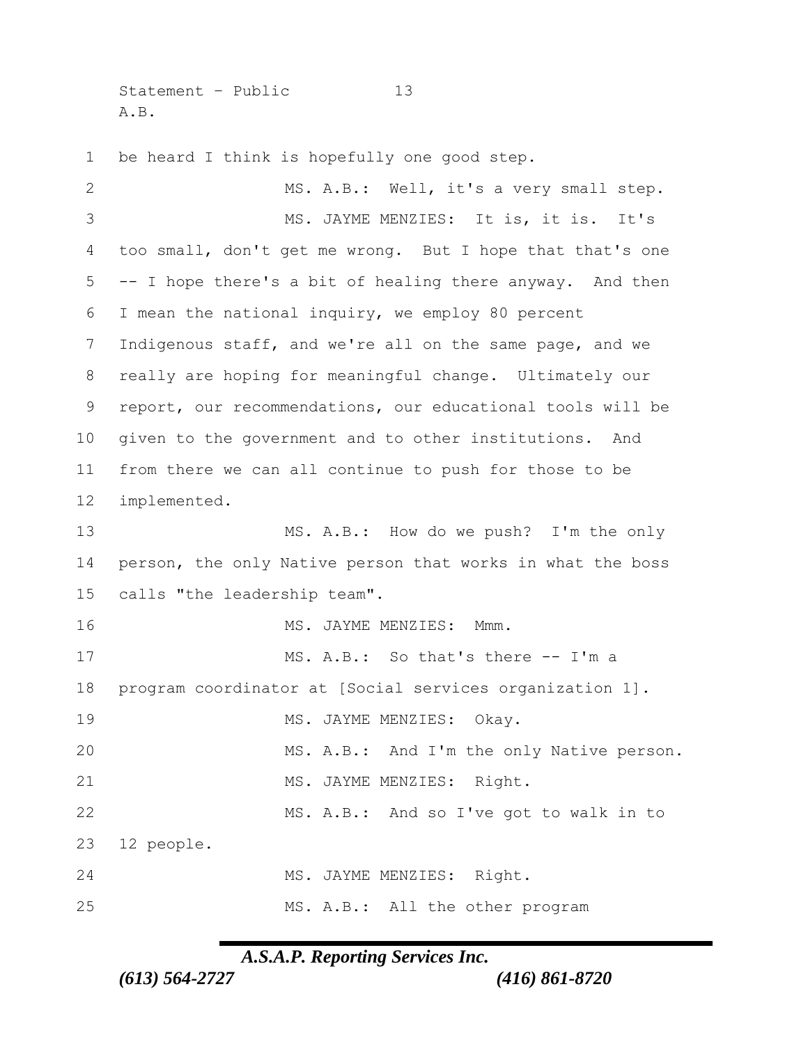be heard I think is hopefully one good step.

MS. A.B.: Well, it's a very small step.

MS. JAYME MENZIES: It is, it is. It's too small, don't get me wrong. But I hope that that's one -- I hope there's a bit of healing there anyway. And then I mean the national inquiry, we employ 80 percent Indigenous staff, and we're all on the same page, and we really are hoping for meaningful change. Ultimately our report, our recommendations, our educational tools will be given to the government and to other institutions. And from there we can all continue to push for those to be implemented.

MS. A.B.: How do we push? I'm the only person, the only Native person that works in what the boss calls "the leadership team".

MS. JAYME MENZIES: Mmm.

MS. A.B.: So that's there -- I'm a program coordinator at [Social services organization 1].

MS. JAYME MENZIES: Okay.

MS. A.B.: And I'm the only Native person.

MS. JAYME MENZIES: Right.

MS. A.B.: And so I've got to walk in to 12 people.

MS. JAYME MENZIES: Right.

MS. A.B.: All the other program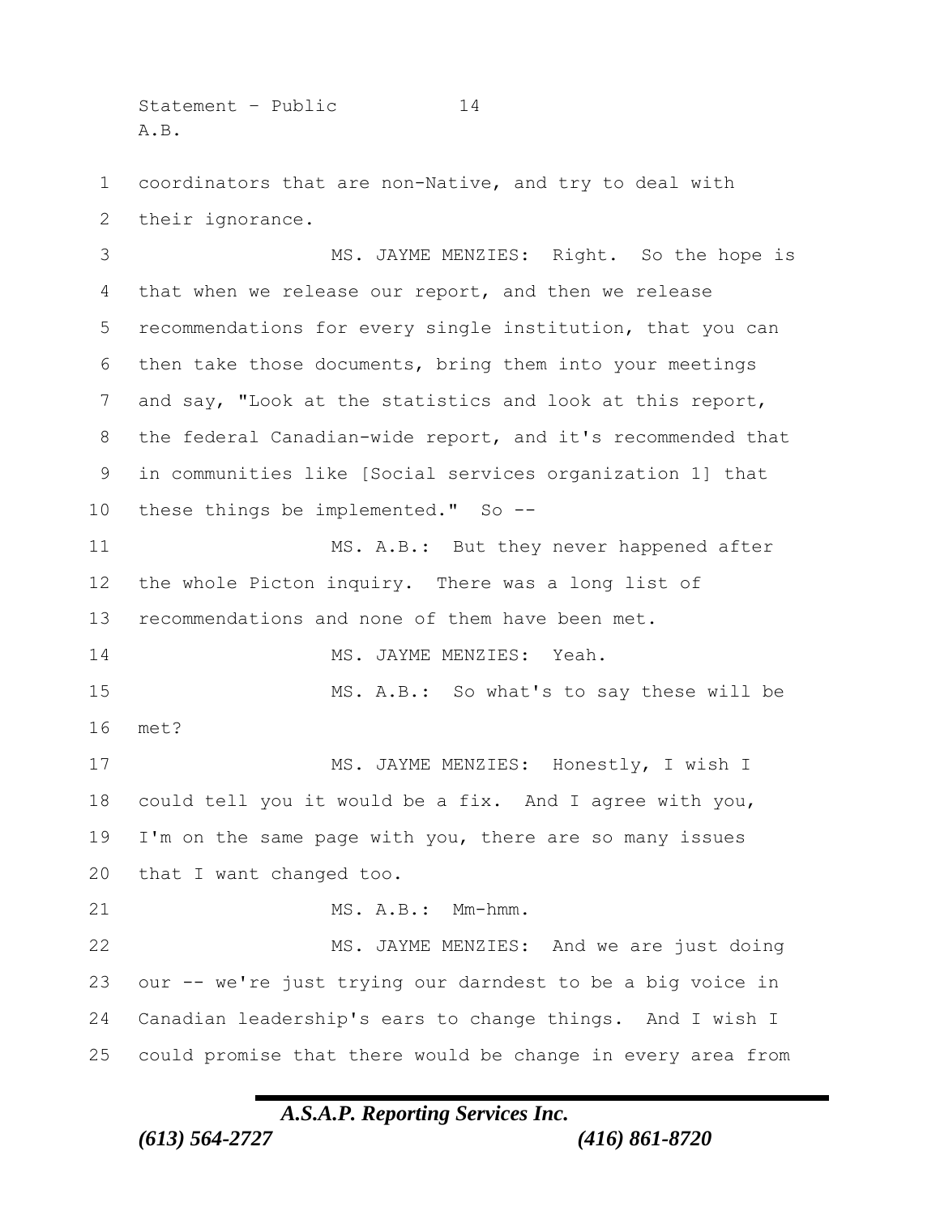coordinators that are non-Native, and try to deal with their ignorance.

MS. JAYME MENZIES: Right. So the hope is that when we release our report, and then we release recommendations for every single institution, that you can then take those documents, bring them into your meetings and say, "Look at the statistics and look at this report, the federal Canadian-wide report, and it's recommended that in communities like [Social services organization 1] that these things be implemented." So --

MS. A.B.: But they never happened after the whole Picton inquiry. There was a long list of recommendations and none of them have been met.

MS. JAYME MENZIES: Yeah.

MS. A.B.: So what's to say these will be met?

MS. JAYME MENZIES: Honestly, I wish I could tell you it would be a fix. And I agree with you, I'm on the same page with you, there are so many issues that I want changed too.

MS. A.B.: Mm-hmm.

MS. JAYME MENZIES: And we are just doing our -- we're just trying our darndest to be a big voice in Canadian leadership's ears to change things. And I wish I could promise that there would be change in every area from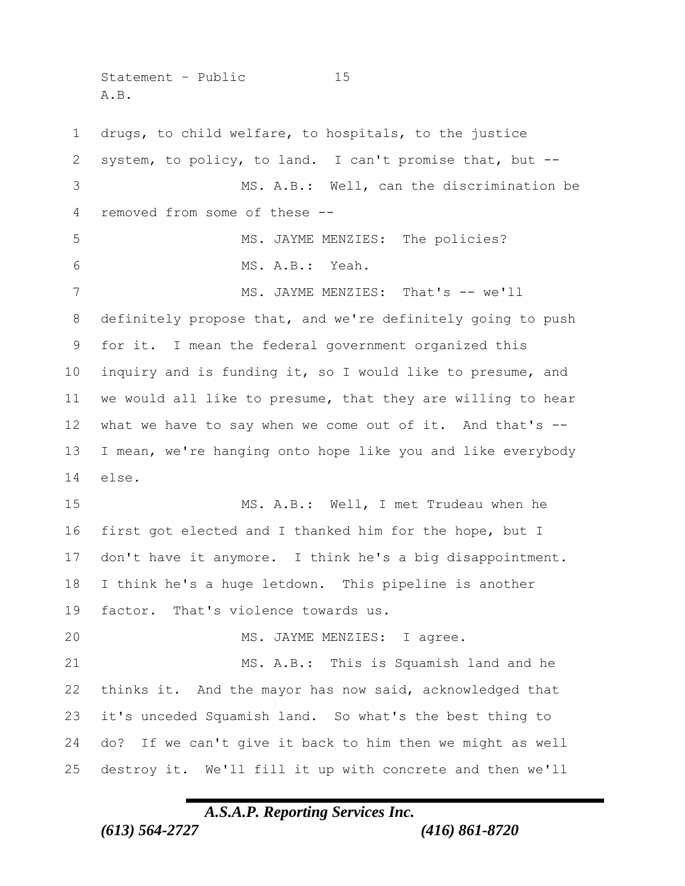drugs, to child welfare, to hospitals, to the justice system, to policy, to land. I can't promise that, but --

MS. A.B.: Well, can the discrimination be removed from some of these --

MS. JAYME MENZIES: The policies?

MS. A.B.: Yeah.

MS. JAYME MENZIES: That's -- we'll definitely propose that, and we're definitely going to push for it. I mean the federal government organized this inquiry and is funding it, so I would like to presume, and we would all like to presume, that they are willing to hear what we have to say when we come out of it. And that's -- I mean, we're hanging onto hope like you and like everybody else.

MS. A.B.: Well, I met Trudeau when he first got elected and I thanked him for the hope, but I don't have it anymore. I think he's a big disappointment. I think he's a huge letdown. This pipeline is another factor. That's violence towards us.

MS. JAYME MENZIES: I agree.

MS. A.B.: This is Squamish land and he thinks it. And the mayor has now said, acknowledged that it's unceded Squamish land. So what's the best thing to do? If we can't give it back to him then we might as well destroy it. We'll fill it up with concrete and then we'll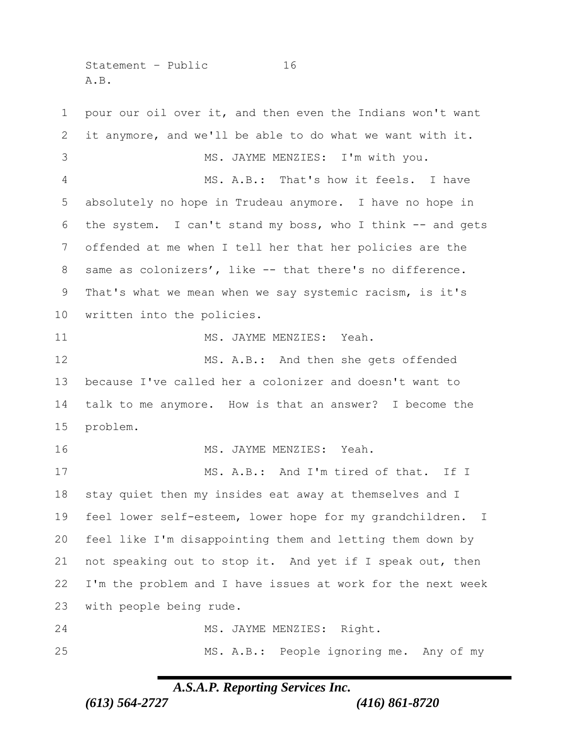pour our oil over it, and then even the Indians won't want it anymore, and we'll be able to do what we want with it.

MS. JAYME MENZIES: I'm with you.

MS. A.B.: That's how it feels. I have absolutely no hope in Trudeau anymore. I have no hope in the system. I can't stand my boss, who I think -- and gets offended at me when I tell her that her policies are the same as colonizers', like -- that there's no difference. That's what we mean when we say systemic racism, is it's written into the policies.

MS. JAYME MENZIES: Yeah.

MS. A.B.: And then she gets offended because I've called her a colonizer and doesn't want to talk to me anymore. How is that an answer? I become the problem.

MS. JAYME MENZIES: Yeah.

MS. A.B.: And I'm tired of that. If I stay quiet then my insides eat away at themselves and I feel lower self-esteem, lower hope for my grandchildren. I feel like I'm disappointing them and letting them down by not speaking out to stop it. And yet if I speak out, then I'm the problem and I have issues at work for the next week with people being rude.

MS. JAYME MENZIES: Right.

MS. A.B.: People ignoring me. Any of my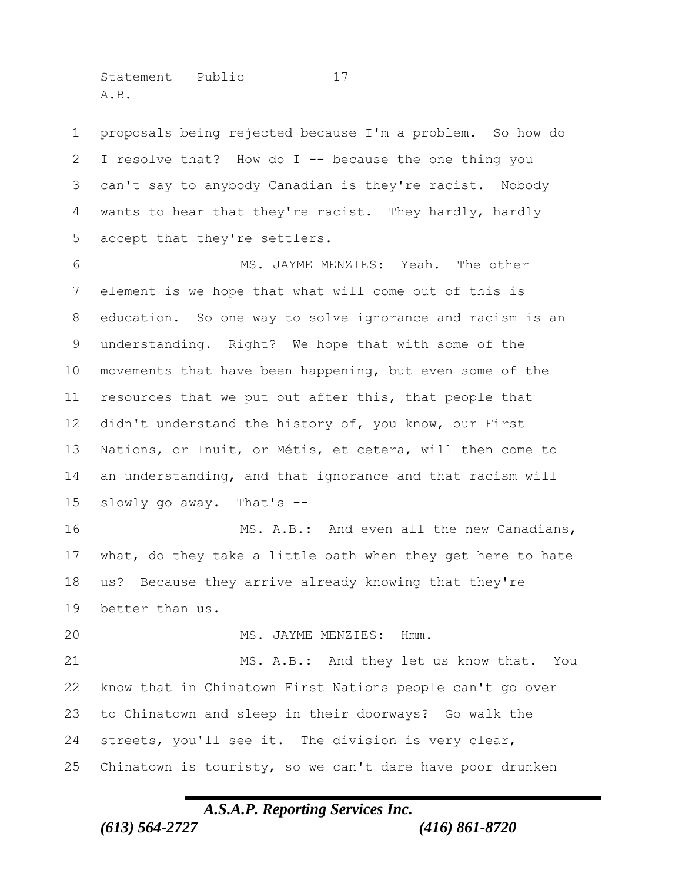proposals being rejected because I'm a problem. So how do I resolve that? How do I -- because the one thing you can't say to anybody Canadian is they're racist. Nobody wants to hear that they're racist. They hardly, hardly accept that they're settlers.

MS. JAYME MENZIES: Yeah. The other element is we hope that what will come out of this is education. So one way to solve ignorance and racism is an understanding. Right? We hope that with some of the movements that have been happening, but even some of the resources that we put out after this, that people that didn't understand the history of, you know, our First Nations, or Inuit, or Métis, et cetera, will then come to an understanding, and that ignorance and that racism will slowly go away. That's --

MS. A.B.: And even all the new Canadians, what, do they take a little oath when they get here to hate us? Because they arrive already knowing that they're better than us.

MS. JAYME MENZIES: Hmm.

MS. A.B.: And they let us know that. You know that in Chinatown First Nations people can't go over to Chinatown and sleep in their doorways? Go walk the streets, you'll see it. The division is very clear, Chinatown is touristy, so we can't dare have poor drunken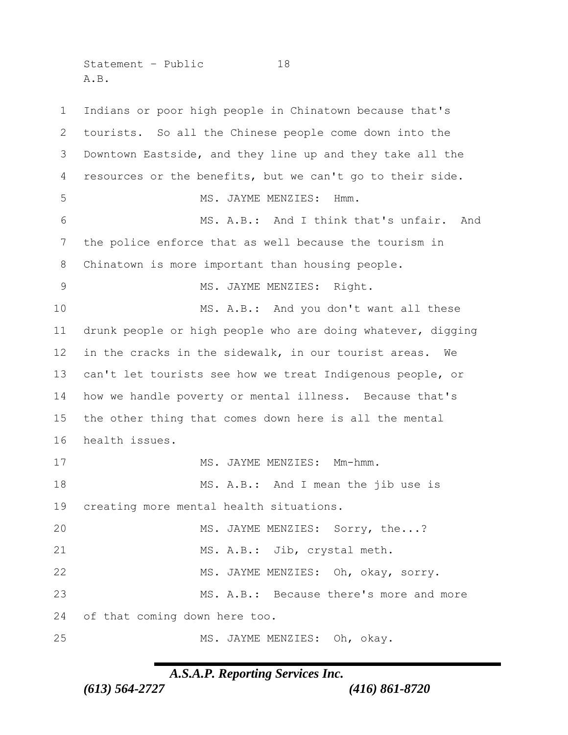Indians or poor high people in Chinatown because that's tourists. So all the Chinese people come down into the Downtown Eastside, and they line up and they take all the resources or the benefits, but we can't go to their side.

MS. JAYME MENZIES: Hmm.

MS. A.B.: And I think that's unfair. And the police enforce that as well because the tourism in Chinatown is more important than housing people.

MS. JAYME MENZIES: Right.

MS. A.B.: And you don't want all these drunk people or high people who are doing whatever, digging in the cracks in the sidewalk, in our tourist areas. We can't let tourists see how we treat Indigenous people, or how we handle poverty or mental illness. Because that's the other thing that comes down here is all the mental health issues.

MS. JAYME MENZIES: Mm-hmm.

MS. A.B.: And I mean the jib use is creating more mental health situations.

MS. JAYME MENZIES: Sorry, the...?

MS. A.B.: Jib, crystal meth.

MS. JAYME MENZIES: Oh, okay, sorry.

MS. A.B.: Because there's more and more of that coming down here too.

MS. JAYME MENZIES: Oh, okay.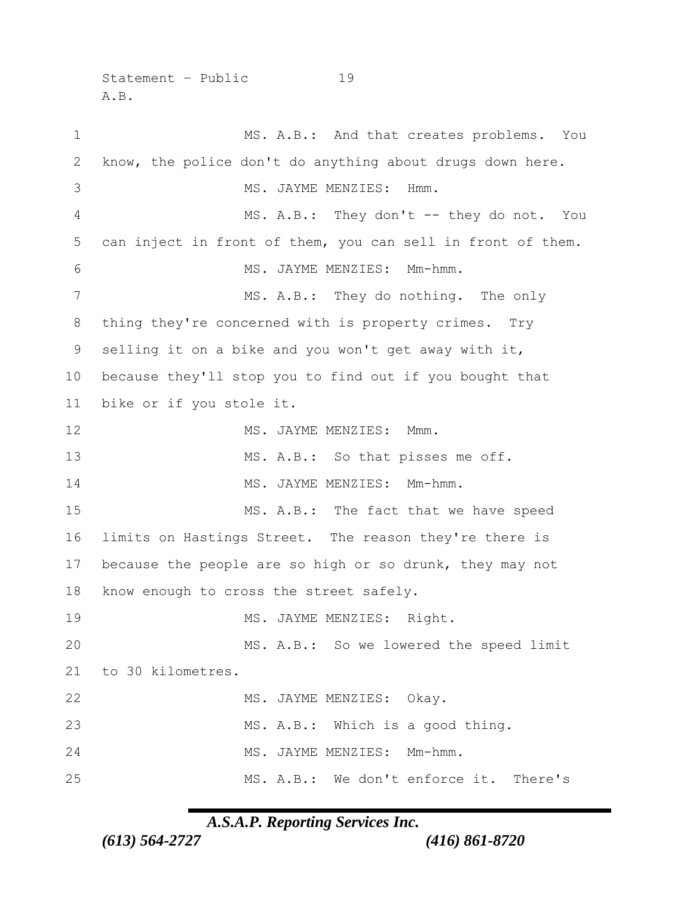MS. A.B.: And that creates problems. You know, the police don't do anything about drugs down here.

MS. JAYME MENZIES: Hmm.

MS. A.B.: They don't -- they do not. You can inject in front of them, you can sell in front of them.

MS. JAYME MENZIES: Mm-hmm.

MS. A.B.: They do nothing. The only thing they're concerned with is property crimes. Try selling it on a bike and you won't get away with it, because they'll stop you to find out if you bought that bike or if you stole it.

MS. JAYME MENZIES: Mmm.

MS. A.B.: So that pisses me off.

MS. JAYME MENZIES: Mm-hmm.

MS. A.B.: The fact that we have speed limits on Hastings Street. The reason they're there is because the people are so high or so drunk, they may not know enough to cross the street safely.

MS. JAYME MENZIES: Right.

MS. A.B.: So we lowered the speed limit to 30 kilometres.

MS. JAYME MENZIES: Okay.

MS. A.B.: Which is a good thing.

MS. JAYME MENZIES: Mm-hmm.

MS. A.B.: We don't enforce it. There's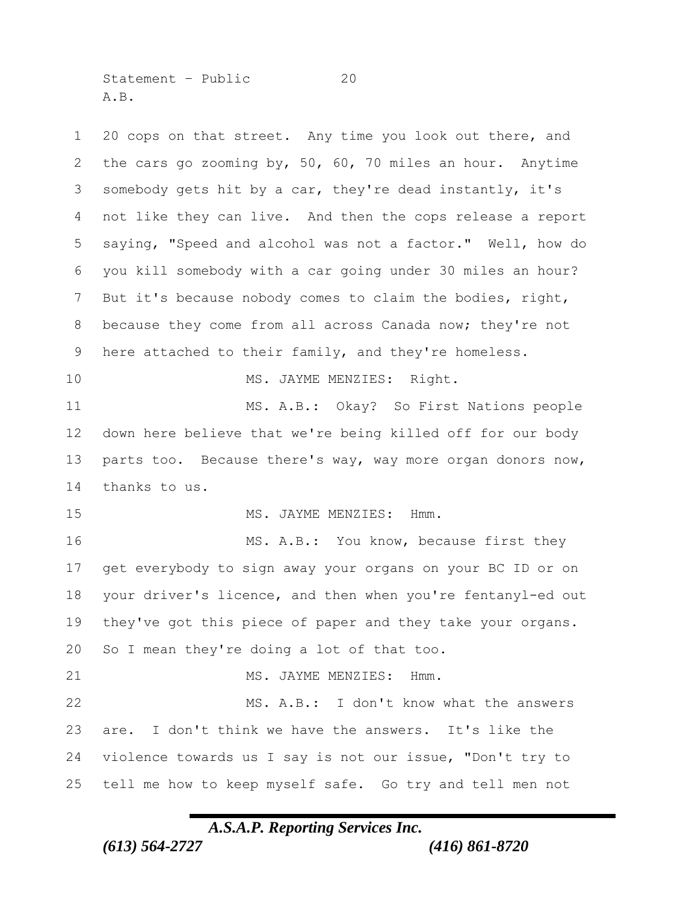20 cops on that street. Any time you look out there, and the cars go zooming by, 50, 60, 70 miles an hour. Anytime somebody gets hit by a car, they're dead instantly, it's not like they can live. And then the cops release a report saying, "Speed and alcohol was not a factor." Well, how do you kill somebody with a car going under 30 miles an hour? But it's because nobody comes to claim the bodies, right, because they come from all across Canada now; they're not here attached to their family, and they're homeless.

MS. JAYME MENZIES: Right.

MS. A.B.: Okay? So First Nations people down here believe that we're being killed off for our body parts too. Because there's way, way more organ donors now, thanks to us.

MS. JAYME MENZIES: Hmm.

MS. A.B.: You know, because first they get everybody to sign away your organs on your BC ID or on your driver's licence, and then when you're fentanyl-ed out they've got this piece of paper and they take your organs. So I mean they're doing a lot of that too.

MS. JAYME MENZIES: Hmm.

MS. A.B.: I don't know what the answers are. I don't think we have the answers. It's like the violence towards us I say is not our issue, "Don't try to tell me how to keep myself safe. Go try and tell men not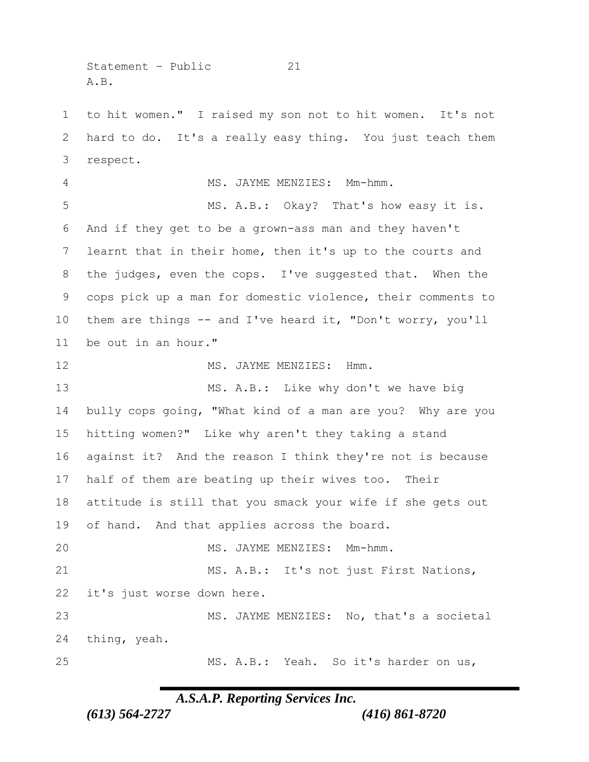to hit women." I raised my son not to hit women. It's not hard to do. It's a really easy thing. You just teach them respect.

MS. JAYME MENZIES: Mm-hmm.

MS. A.B.: Okay? That's how easy it is. And if they get to be a grown-ass man and they haven't learnt that in their home, then it's up to the courts and the judges, even the cops. I've suggested that. When the cops pick up a man for domestic violence, their comments to them are things -- and I've heard it, "Don't worry, you'll be out in an hour."

MS. JAYME MENZIES: Hmm.

MS. A.B.: Like why don't we have big bully cops going, "What kind of a man are you? Why are you hitting women?" Like why aren't they taking a stand against it? And the reason I think they're not is because half of them are beating up their wives too. Their attitude is still that you smack your wife if she gets out of hand. And that applies across the board.

MS. JAYME MENZIES: Mm-hmm.

MS. A.B.: It's not just First Nations, it's just worse down here.

MS. JAYME MENZIES: No, that's a societal thing, yeah.

MS. A.B.: Yeah. So it's harder on us,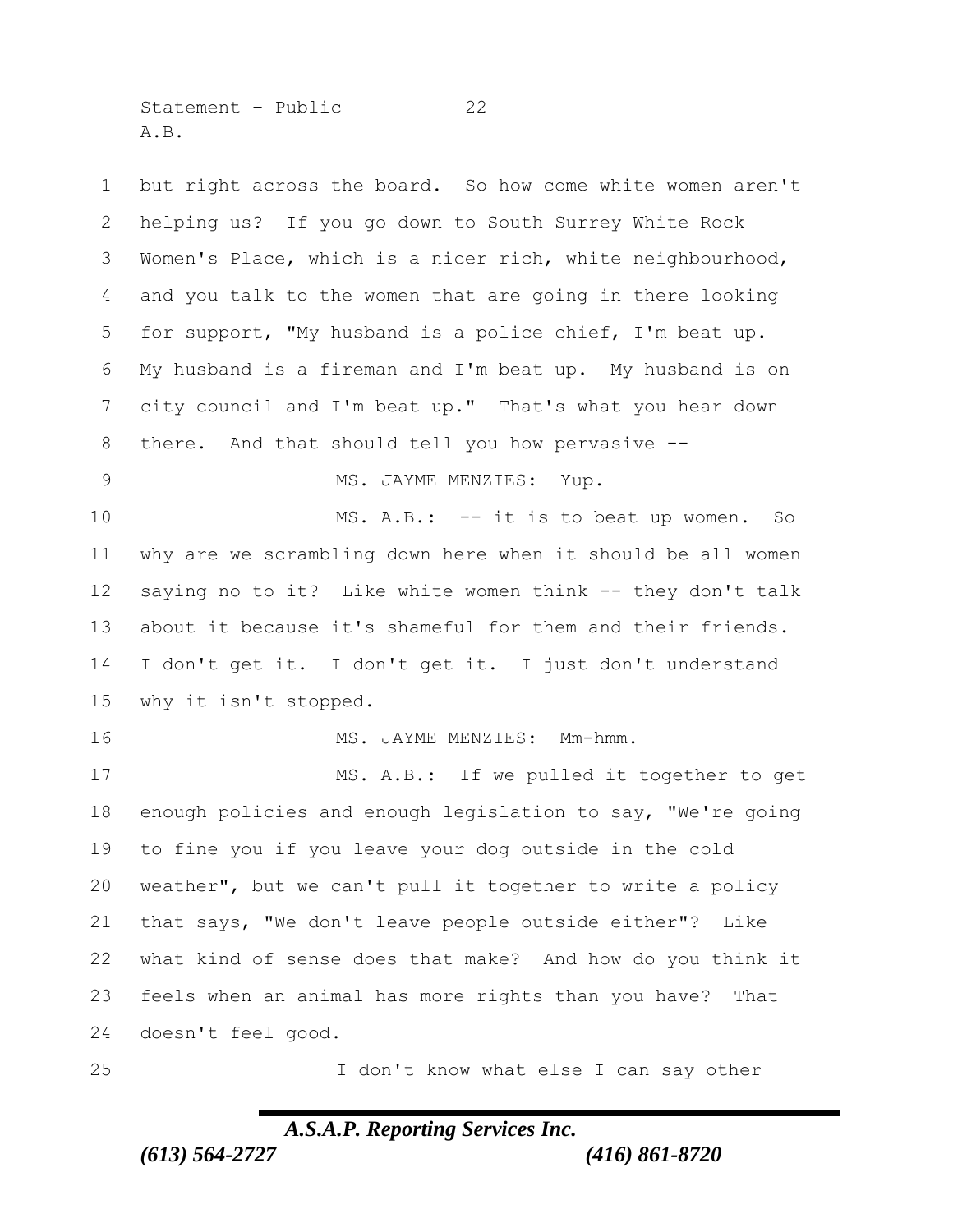but right across the board. So how come white women aren't helping us? If you go down to South Surrey White Rock Women's Place, which is a nicer rich, white neighbourhood, and you talk to the women that are going in there looking for support, "My husband is a police chief, I'm beat up. My husband is a fireman and I'm beat up. My husband is on city council and I'm beat up." That's what you hear down there. And that should tell you how pervasive --

MS. JAYME MENZIES: Yup.

MS. A.B.: -- it is to beat up women. So why are we scrambling down here when it should be all women saying no to it? Like white women think -- they don't talk about it because it's shameful for them and their friends. I don't get it. I don't get it. I just don't understand why it isn't stopped.

MS. JAYME MENZIES: Mm-hmm.

MS. A.B.: If we pulled it together to get enough policies and enough legislation to say, "We're going to fine you if you leave your dog outside in the cold weather", but we can't pull it together to write a policy that says, "We don't leave people outside either"? Like what kind of sense does that make? And how do you think it feels when an animal has more rights than you have? That doesn't feel good.

I don't know what else I can say other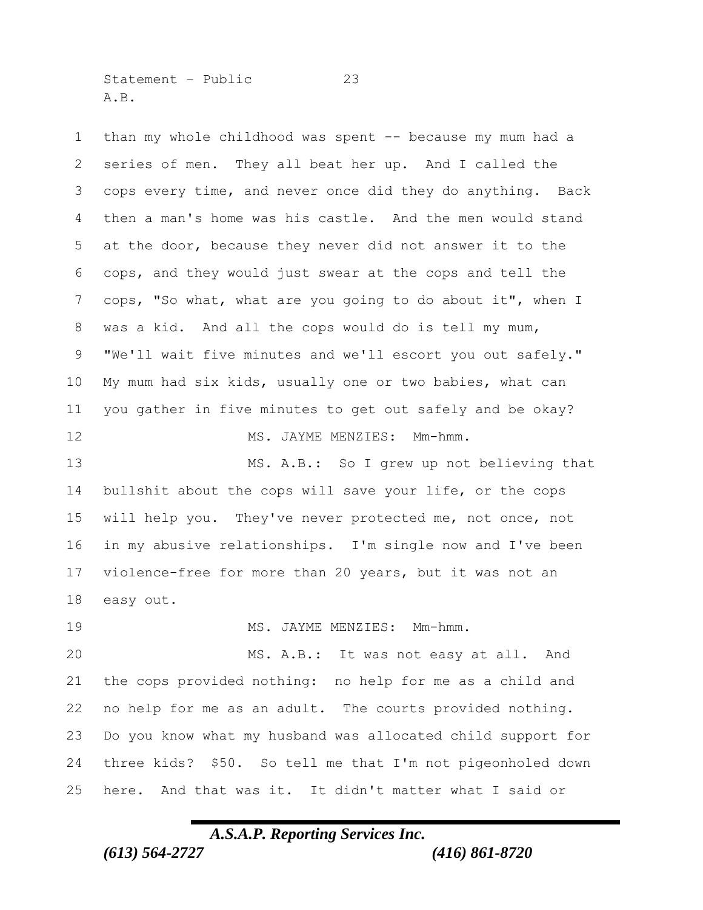than my whole childhood was spent -- because my mum had a series of men. They all beat her up. And I called the cops every time, and never once did they do anything. Back then a man's home was his castle. And the men would stand at the door, because they never did not answer it to the cops, and they would just swear at the cops and tell the cops, "So what, what are you going to do about it", when I was a kid. And all the cops would do is tell my mum, "We'll wait five minutes and we'll escort you out safely." My mum had six kids, usually one or two babies, what can you gather in five minutes to get out safely and be okay?

MS. JAYME MENZIES: Mm-hmm.

MS. A.B.: So I grew up not believing that bullshit about the cops will save your life, or the cops will help you. They've never protected me, not once, not in my abusive relationships. I'm single now and I've been violence-free for more than 20 years, but it was not an easy out.

MS. JAYME MENZIES: Mm-hmm.

MS. A.B.: It was not easy at all. And the cops provided nothing: no help for me as a child and no help for me as an adult. The courts provided nothing. Do you know what my husband was allocated child support for three kids? $50. So tell me that I'm not pigeonholed down here. And that was it. It didn't matter what I said or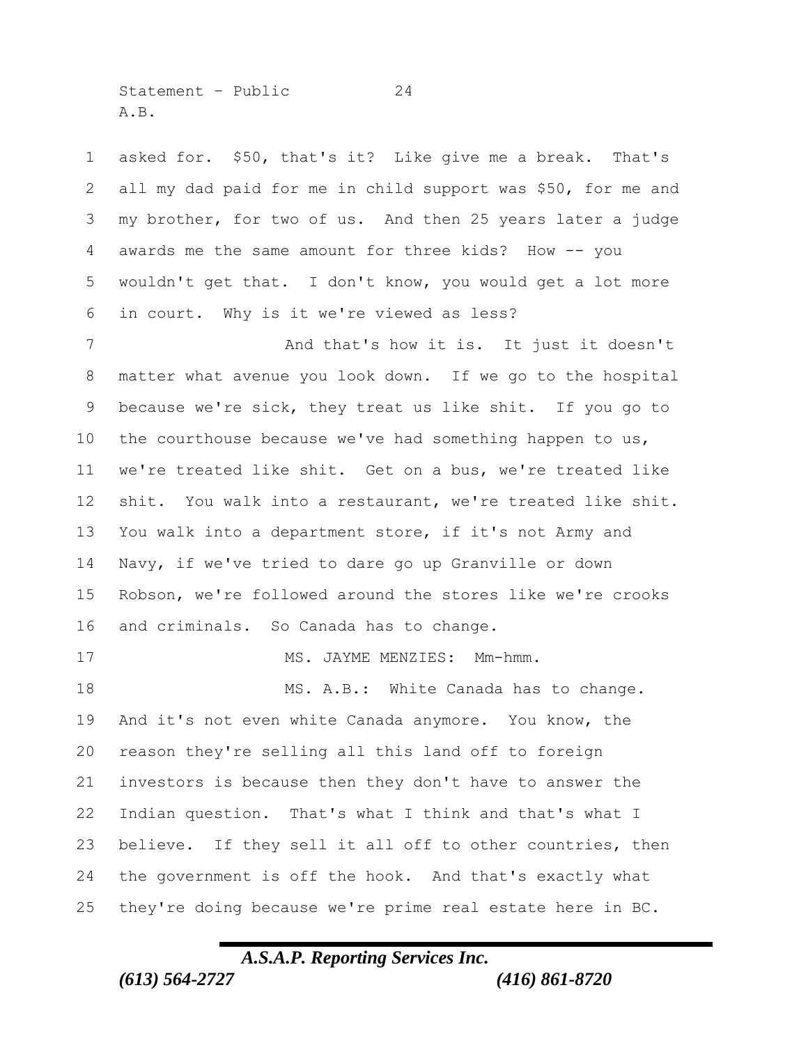asked for. $50, that's it? Like give me a break. That's all my dad paid for me in child support was $50, for me and my brother, for two of us. And then 25 years later a judge awards me the same amount for three kids? How -- you wouldn't get that. I don't know, you would get a lot more in court. Why is it we're viewed as less?

And that's how it is. It just it doesn't matter what avenue you look down. If we go to the hospital because we're sick, they treat us like shit. If you go to the courthouse because we've had something happen to us, we're treated like shit. Get on a bus, we're treated like shit. You walk into a restaurant, we're treated like shit. You walk into a department store, if it's not Army and Navy, if we've tried to dare go up Granville or down Robson, we're followed around the stores like we're crooks and criminals. So Canada has to change.

MS. JAYME MENZIES: Mm-hmm.

MS. A.B.: White Canada has to change. And it's not even white Canada anymore. You know, the reason they're selling all this land off to foreign investors is because then they don't have to answer the Indian question. That's what I think and that's what I believe. If they sell it all off to other countries, then the government is off the hook. And that's exactly what they're doing because we're prime real estate here in BC.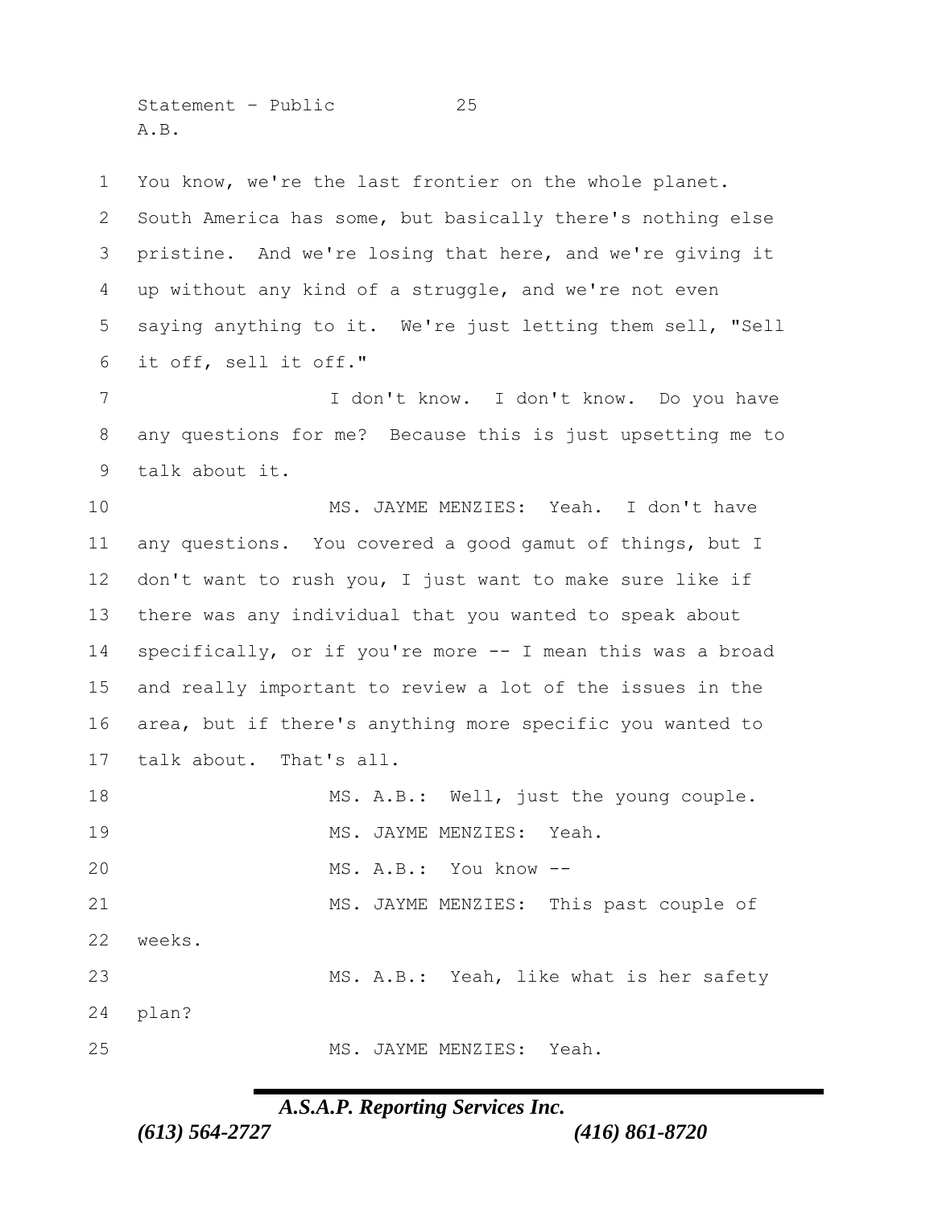You know, we're the last frontier on the whole planet. South America has some, but basically there's nothing else pristine. And we're losing that here, and we're giving it up without any kind of a struggle, and we're not even saying anything to it. We're just letting them sell, "Sell it off, sell it off."

I don't know. I don't know. Do you have any questions for me? Because this is just upsetting me to talk about it.

MS. JAYME MENZIES: Yeah. I don't have any questions. You covered a good gamut of things, but I don't want to rush you, I just want to make sure like if there was any individual that you wanted to speak about specifically, or if you're more -- I mean this was a broad and really important to review a lot of the issues in the area, but if there's anything more specific you wanted to talk about. That's all.

MS. A.B.: Well, just the young couple.

MS. JAYME MENZIES: Yeah.

MS. A.B.: You know --

MS. JAYME MENZIES: This past couple of weeks.

MS. A.B.: Yeah, like what is her safety plan?

MS. JAYME MENZIES: Yeah.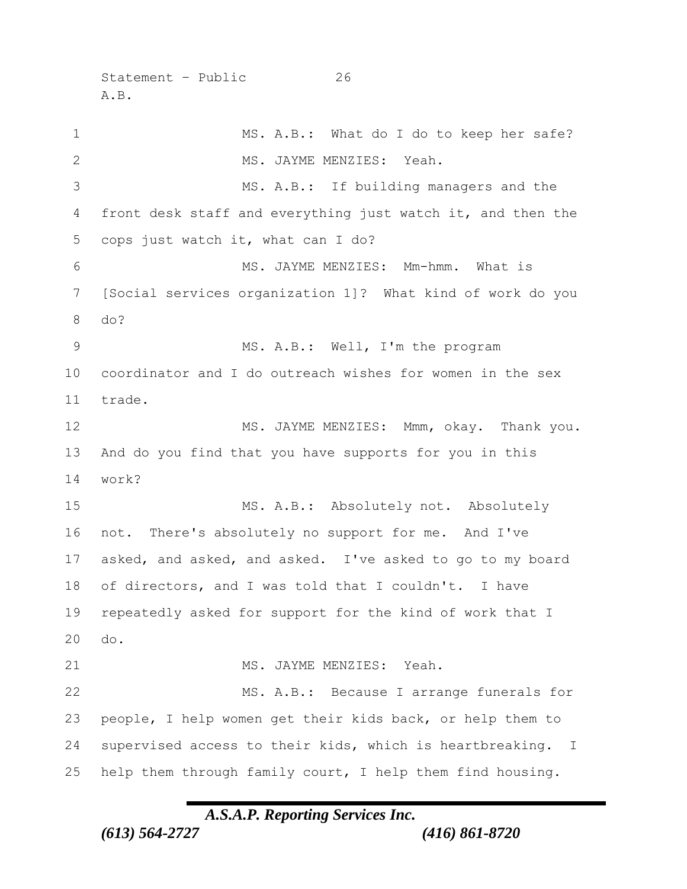MS. A.B.: What do I do to keep her safe?

MS. JAYME MENZIES: Yeah.

MS. A.B.: If building managers and the front desk staff and everything just watch it, and then the cops just watch it, what can I do?

MS. JAYME MENZIES: Mm-hmm. What is [Social services organization 1]? What kind of work do you do?

MS. A.B.: Well, I'm the program coordinator and I do outreach wishes for women in the sex trade.

MS. JAYME MENZIES: Mmm, okay. Thank you. And do you find that you have supports for you in this work?

MS. A.B.: Absolutely not. Absolutely not. There's absolutely no support for me. And I've asked, and asked, and asked. I've asked to go to my board of directors, and I was told that I couldn't. I have repeatedly asked for support for the kind of work that I do.

MS. JAYME MENZIES: Yeah.

MS. A.B.: Because I arrange funerals for people, I help women get their kids back, or help them to supervised access to their kids, which is heartbreaking. I help them through family court, I help them find housing.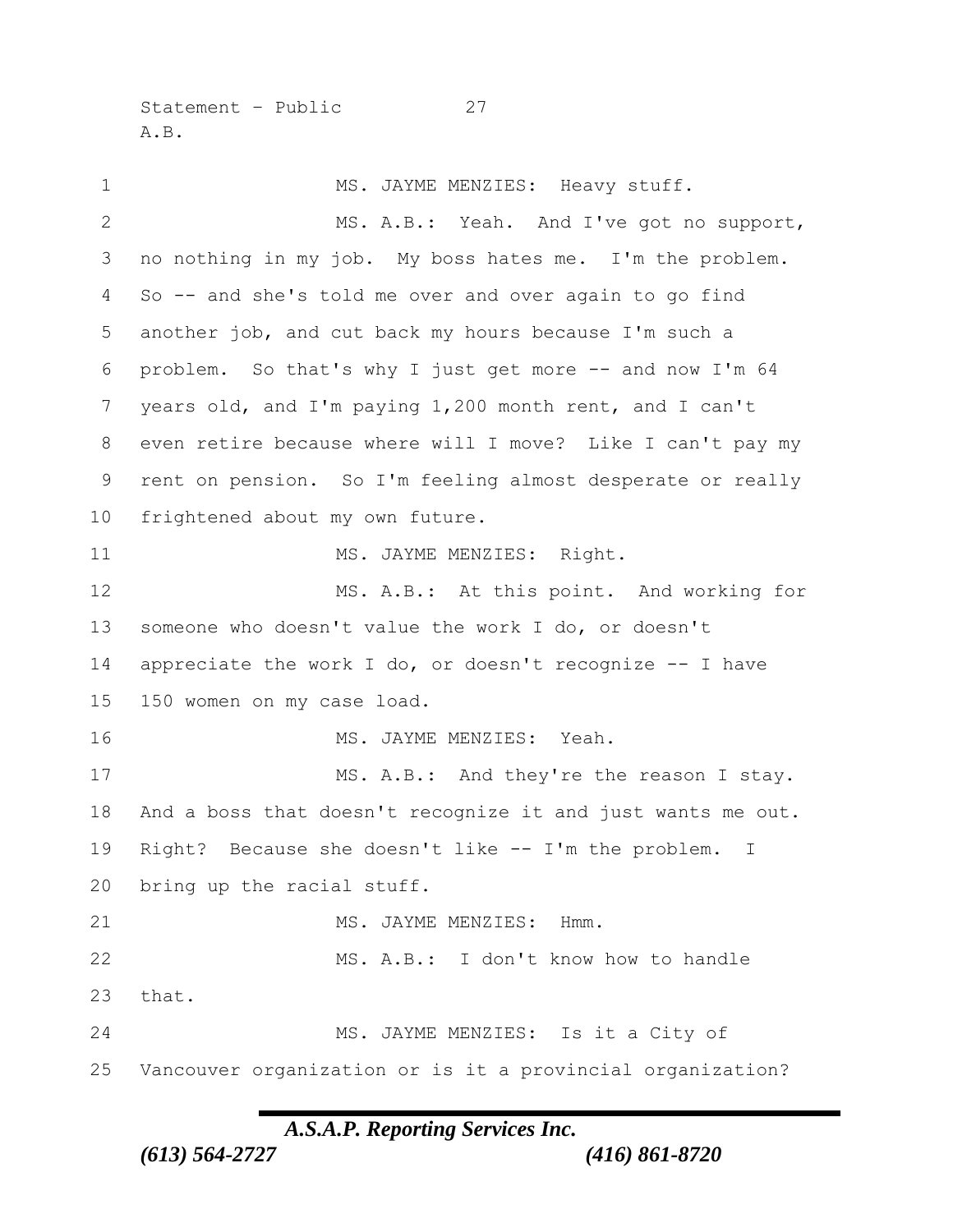MS. JAYME MENZIES: Heavy stuff.

MS. A.B.: Yeah. And I've got no support, no nothing in my job. My boss hates me. I'm the problem. So -- and she's told me over and over again to go find another job, and cut back my hours because I'm such a problem. So that's why I just get more -- and now I'm 64 years old, and I'm paying 1,200 month rent, and I can't even retire because where will I move? Like I can't pay my rent on pension. So I'm feeling almost desperate or really frightened about my own future.

MS. JAYME MENZIES: Right.

MS. A.B.: At this point. And working for someone who doesn't value the work I do, or doesn't appreciate the work I do, or doesn't recognize -- I have 150 women on my case load.

MS. JAYME MENZIES: Yeah.

MS. A.B.: And they're the reason I stay. And a boss that doesn't recognize it and just wants me out. Right? Because she doesn't like -- I'm the problem. I bring up the racial stuff.

MS. JAYME MENZIES: Hmm.

MS. A.B.: I don't know how to handle that.

MS. JAYME MENZIES: Is it a City of Vancouver organization or is it a provincial organization?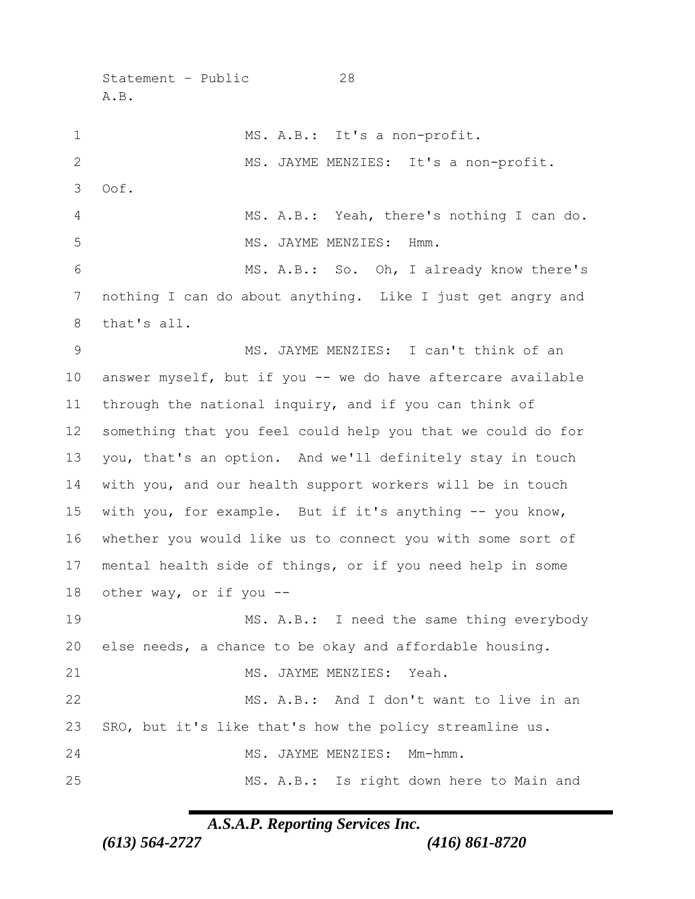MS. A.B.: It's a non-profit.

MS. JAYME MENZIES: It's a non-profit. Oof.

MS. A.B.: Yeah, there's nothing I can do.

MS. JAYME MENZIES: Hmm.

MS. A.B.: So. Oh, I already know there's nothing I can do about anything. Like I just get angry and that's all.

MS. JAYME MENZIES: I can't think of an answer myself, but if you -- we do have aftercare available through the national inquiry, and if you can think of something that you feel could help you that we could do for you, that's an option. And we'll definitely stay in touch with you, and our health support workers will be in touch with you, for example. But if it's anything -- you know, whether you would like us to connect you with some sort of mental health side of things, or if you need help in some other way, or if you --

MS. A.B.: I need the same thing everybody else needs, a chance to be okay and affordable housing.

MS. JAYME MENZIES: Yeah.

MS. A.B.: And I don't want to live in an SRO, but it's like that's how the policy streamline us.

MS. JAYME MENZIES: Mm-hmm.

MS. A.B.: Is right down here to Main and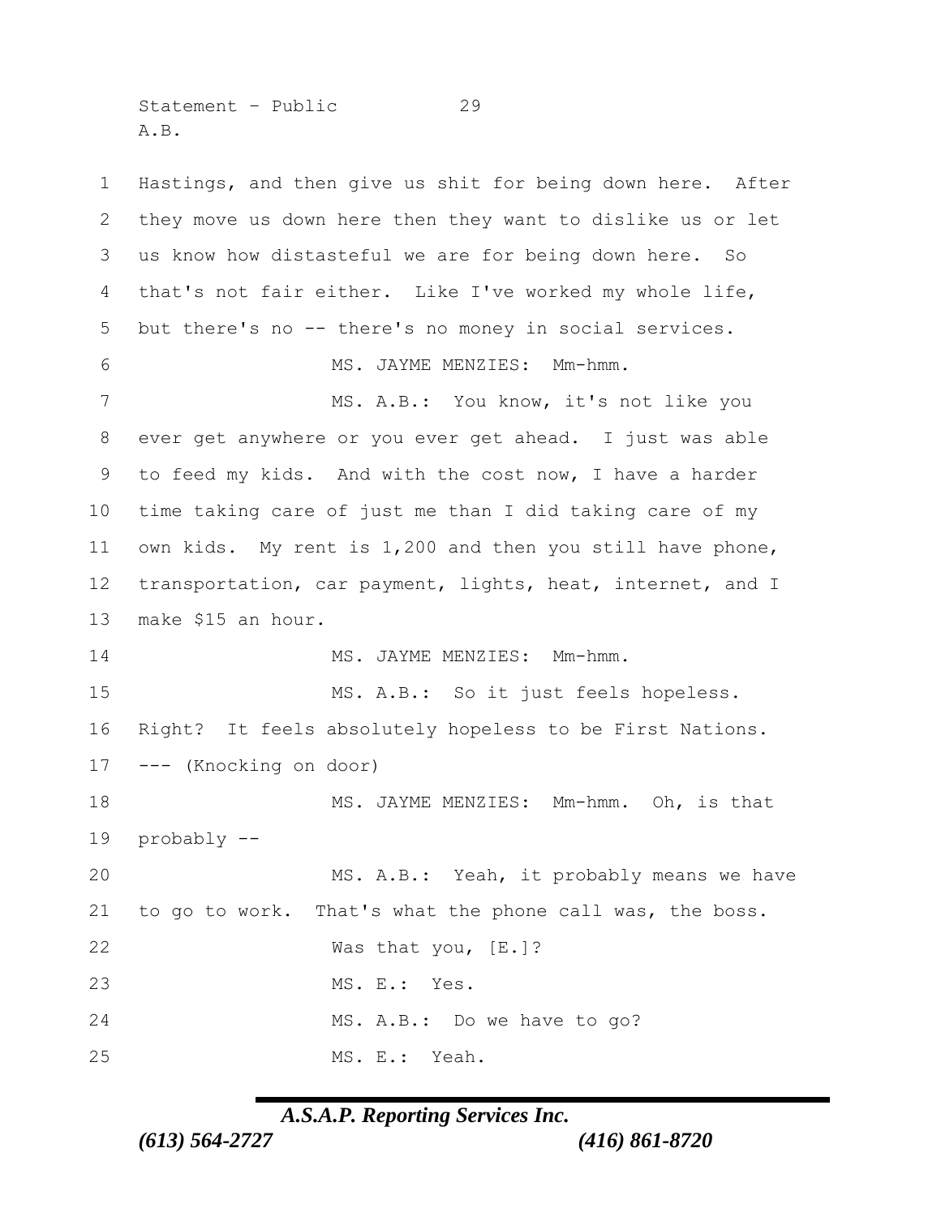Hastings, and then give us shit for being down here. After they move us down here then they want to dislike us or let us know how distasteful we are for being down here. So that's not fair either. Like I've worked my whole life, but there's no -- there's no money in social services.

MS. JAYME MENZIES: Mm-hmm.

MS. A.B.: You know, it's not like you ever get anywhere or you ever get ahead. I just was able to feed my kids. And with the cost now, I have a harder time taking care of just me than I did taking care of my own kids. My rent is 1,200 and then you still have phone, transportation, car payment, lights, heat, internet, and I make $15 an hour.

MS. JAYME MENZIES: Mm-hmm.

MS. A.B.: So it just feels hopeless. Right? It feels absolutely hopeless to be First Nations.

--- (Knocking on door)

MS. JAYME MENZIES: Mm-hmm. Oh, is that probably --

MS. A.B.: Yeah, it probably means we have to go to work. That's what the phone call was, the boss.

Was that you, [E.]?

MS. E.: Yes.

MS. A.B.: Do we have to go?

MS. E.: Yeah.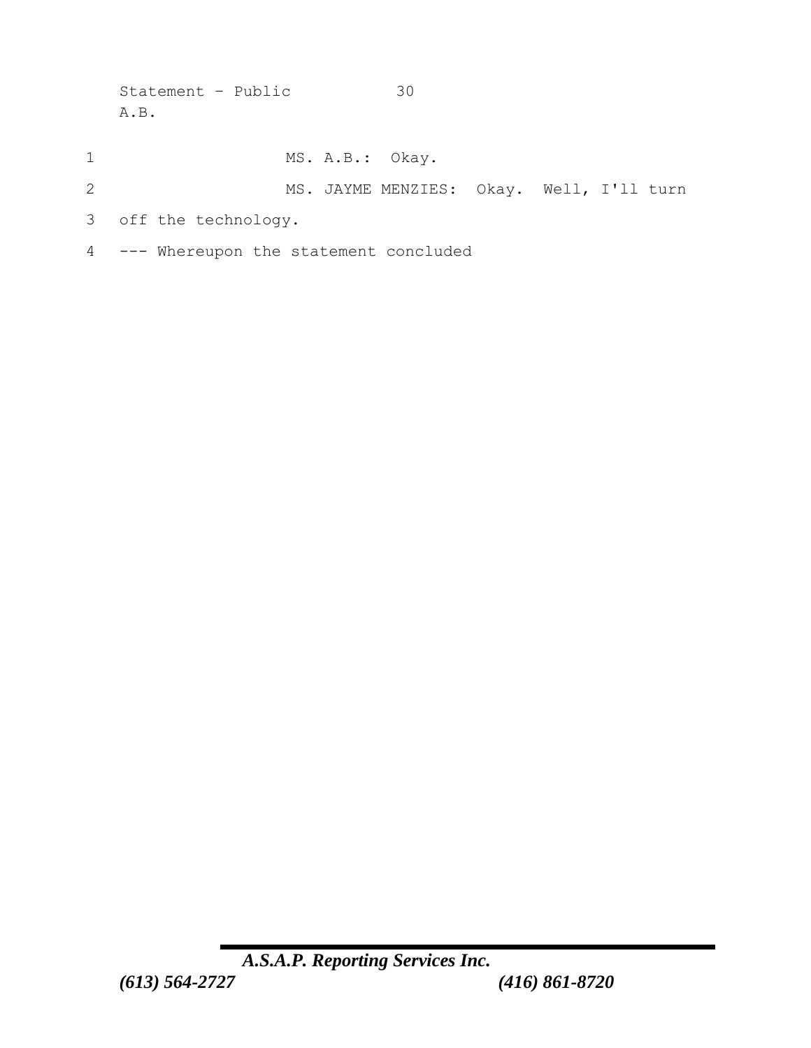MS. A.B.: Okay.

MS. JAYME MENZIES: Okay. Well, I'll turn off the technology.

--- Whereupon the statement concluded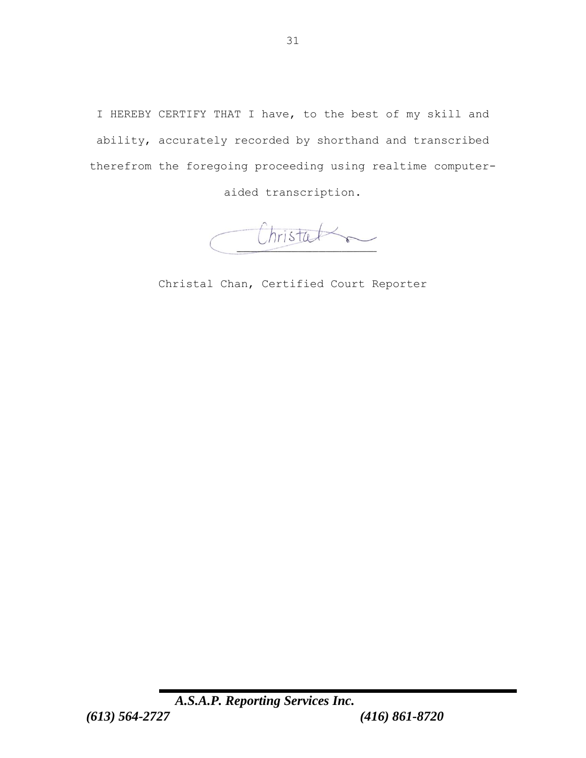I HEREBY CERTIFY THAT I have, to the best of my skill and ability, accurately recorded by shorthand and transcribed therefrom the foregoing proceeding using realtime computer-aided transcription.

Christal

Christal Chan, Certified Court Reporter